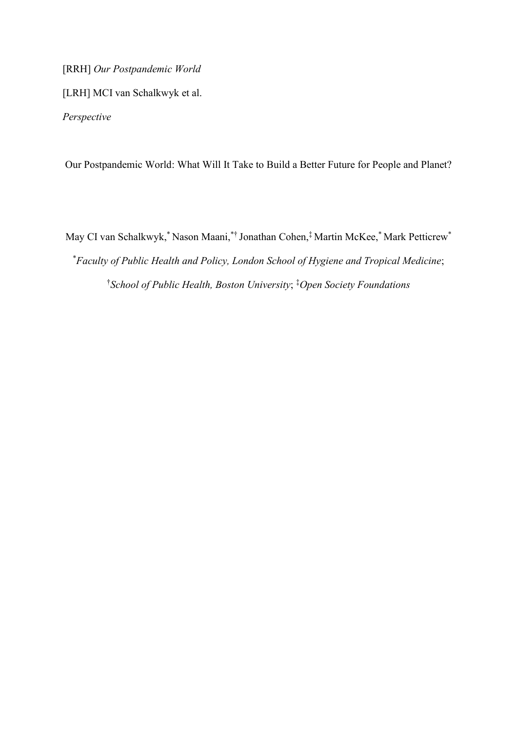[RRH] *Our Postpandemic World*

[LRH] MCI van Schalkwyk et al.

*Perspective*

# Our Postpandemic World: What Will It Take to Build a Better Future for People and Planet?

May CI van Schalkwyk,[*] Nason Maani,[*†] Jonathan Cohen,[‡] Martin McKee,[*] Mark Petticrew[*]

[*]*Faculty of Public Health and Policy, London School of Hygiene and Tropical Medicine*;

[†]*School of Public Health, Boston University*; [‡]*Open Society Foundations*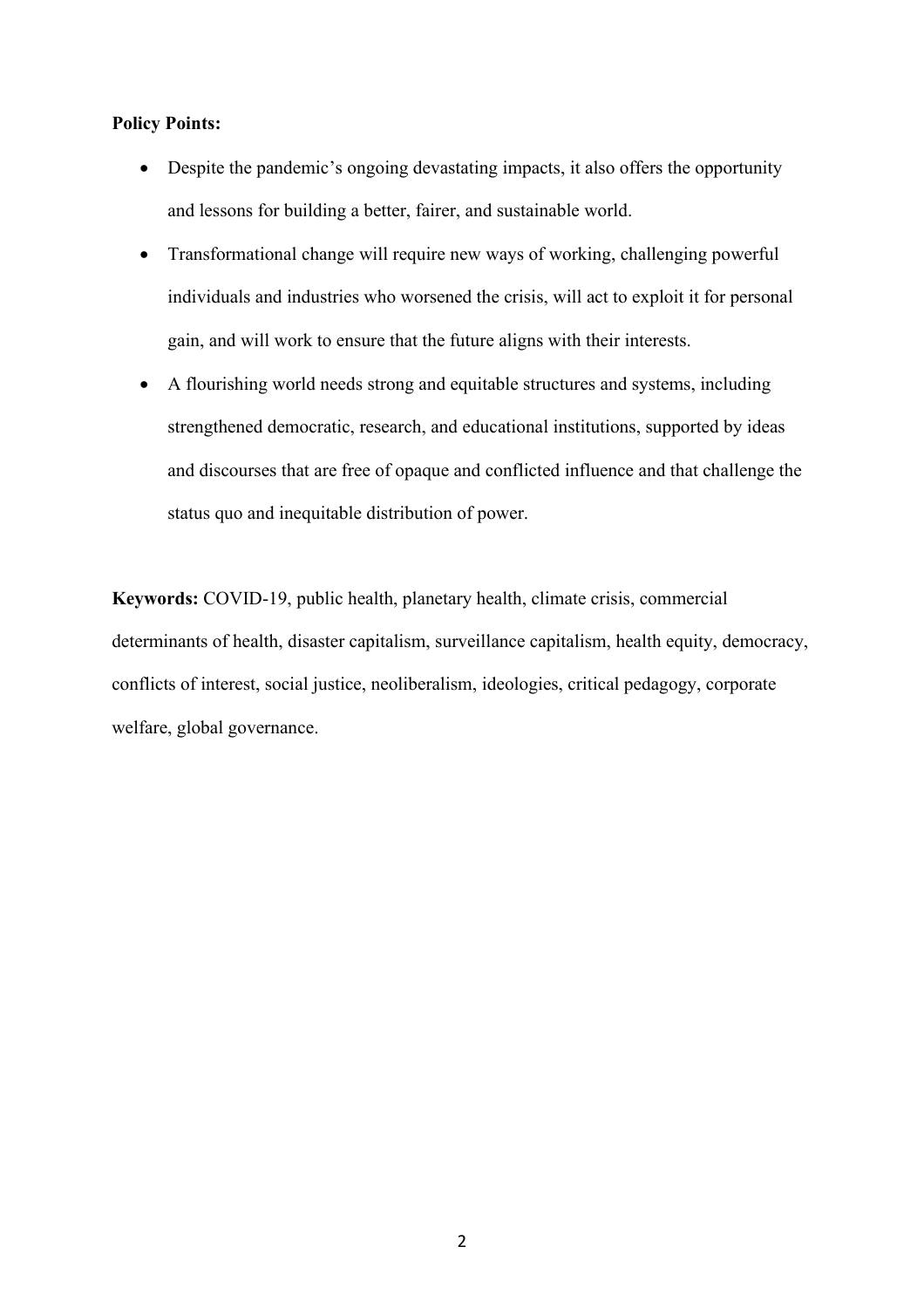**Policy Points:**

- Despite the pandemic's ongoing devastating impacts, it also offers the opportunity and lessons for building a better, fairer, and sustainable world.
- Transformational change will require new ways of working, challenging powerful individuals and industries who worsened the crisis, will act to exploit it for personal gain, and will work to ensure that the future aligns with their interests.
- A flourishing world needs strong and equitable structures and systems, including strengthened democratic, research, and educational institutions, supported by ideas and discourses that are free of opaque and conflicted influence and that challenge the status quo and inequitable distribution of power.

**Keywords:** COVID-19, public health, planetary health, climate crisis, commercial determinants of health, disaster capitalism, surveillance capitalism, health equity, democracy, conflicts of interest, social justice, neoliberalism, ideologies, critical pedagogy, corporate welfare, global governance.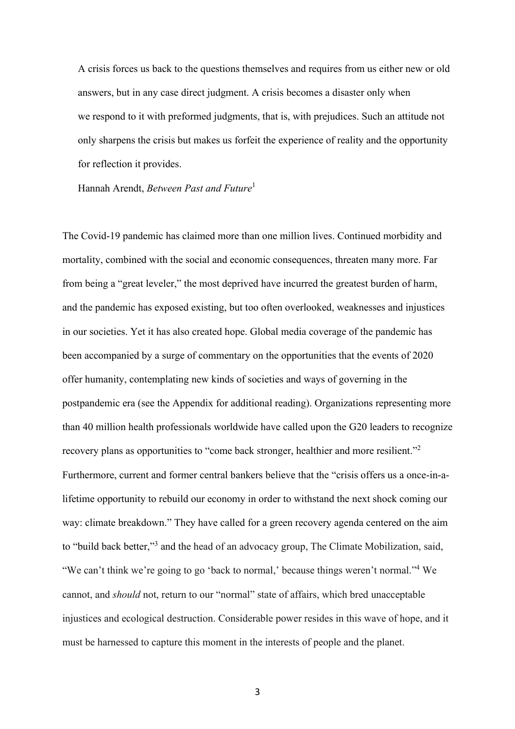> A crisis forces us back to the questions themselves and requires from us either new or old answers, but in any case direct judgment. A crisis becomes a disaster only when we respond to it with preformed judgments, that is, with prejudices. Such an attitude not only sharpens the crisis but makes us forfeit the experience of reality and the opportunity for reflection it provides.
>
> Hannah Arendt, *Between Past and Future*[1]

The Covid-19 pandemic has claimed more than one million lives. Continued morbidity and mortality, combined with the social and economic consequences, threaten many more. Far from being a "great leveler," the most deprived have incurred the greatest burden of harm, and the pandemic has exposed existing, but too often overlooked, weaknesses and injustices in our societies. Yet it has also created hope. Global media coverage of the pandemic has been accompanied by a surge of commentary on the opportunities that the events of 2020 offer humanity, contemplating new kinds of societies and ways of governing in the postpandemic era (see the Appendix for additional reading). Organizations representing more than 40 million health professionals worldwide have called upon the G20 leaders to recognize recovery plans as opportunities to "come back stronger, healthier and more resilient."[2] Furthermore, current and former central bankers believe that the "crisis offers us a once-in-a-lifetime opportunity to rebuild our economy in order to withstand the next shock coming our way: climate breakdown." They have called for a green recovery agenda centered on the aim to "build back better,"[3] and the head of an advocacy group, The Climate Mobilization, said, "We can't think we're going to go 'back to normal,' because things weren't normal."[4] We cannot, and *should* not, return to our "normal" state of affairs, which bred unacceptable injustices and ecological destruction. Considerable power resides in this wave of hope, and it must be harnessed to capture this moment in the interests of people and the planet.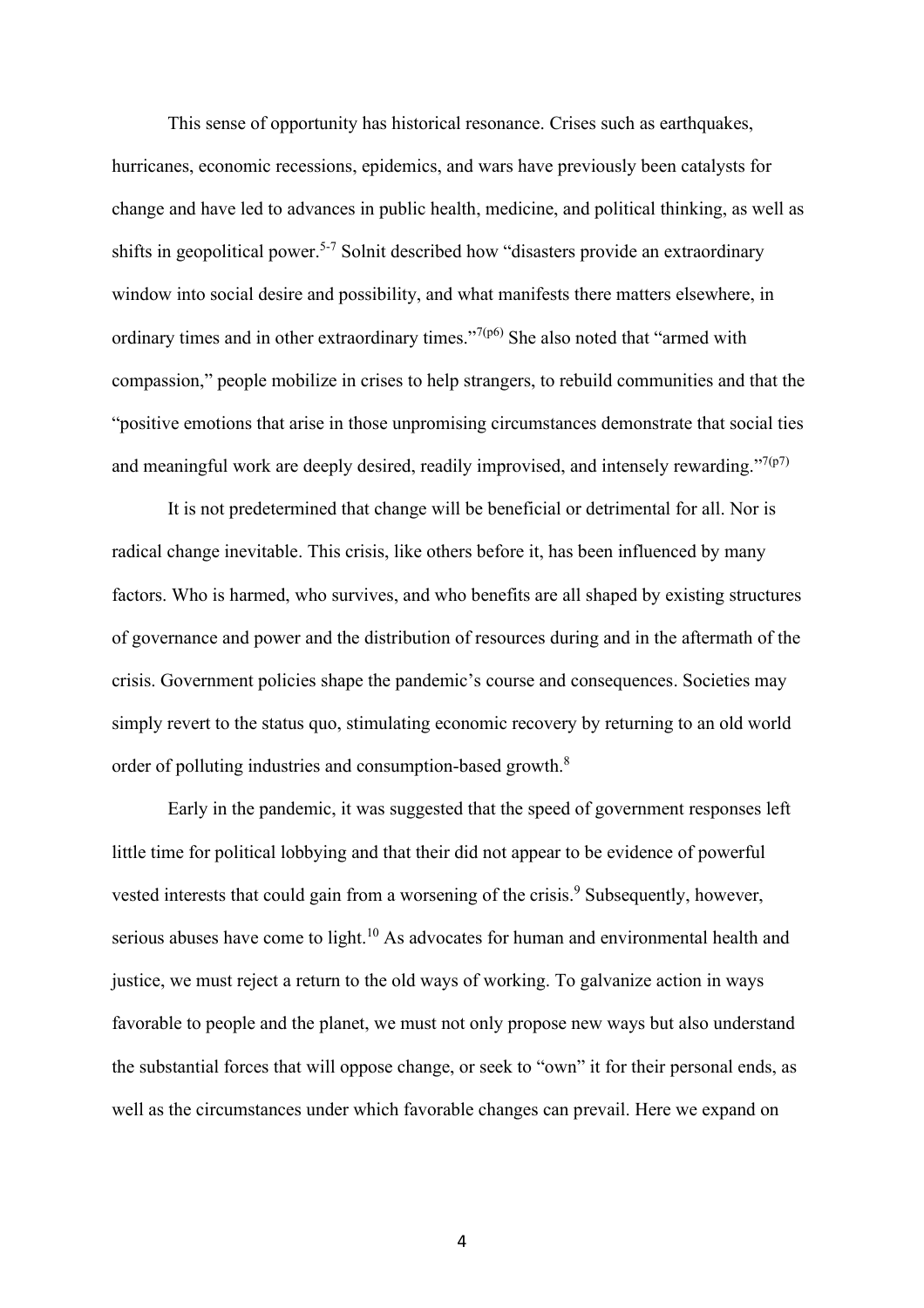This sense of opportunity has historical resonance. Crises such as earthquakes, hurricanes, economic recessions, epidemics, and wars have previously been catalysts for change and have led to advances in public health, medicine, and political thinking, as well as shifts in geopolitical power.[5-7] Solnit described how "disasters provide an extraordinary window into social desire and possibility, and what manifests there matters elsewhere, in ordinary times and in other extraordinary times."[7(p6)] She also noted that "armed with compassion," people mobilize in crises to help strangers, to rebuild communities and that the "positive emotions that arise in those unpromising circumstances demonstrate that social ties and meaningful work are deeply desired, readily improvised, and intensely rewarding."[7(p7)]

It is not predetermined that change will be beneficial or detrimental for all. Nor is radical change inevitable. This crisis, like others before it, has been influenced by many factors. Who is harmed, who survives, and who benefits are all shaped by existing structures of governance and power and the distribution of resources during and in the aftermath of the crisis. Government policies shape the pandemic's course and consequences. Societies may simply revert to the status quo, stimulating economic recovery by returning to an old world order of polluting industries and consumption-based growth.[8]

Early in the pandemic, it was suggested that the speed of government responses left little time for political lobbying and that their did not appear to be evidence of powerful vested interests that could gain from a worsening of the crisis.[9] Subsequently, however, serious abuses have come to light.[10] As advocates for human and environmental health and justice, we must reject a return to the old ways of working. To galvanize action in ways favorable to people and the planet, we must not only propose new ways but also understand the substantial forces that will oppose change, or seek to "own" it for their personal ends, as well as the circumstances under which favorable changes can prevail. Here we expand on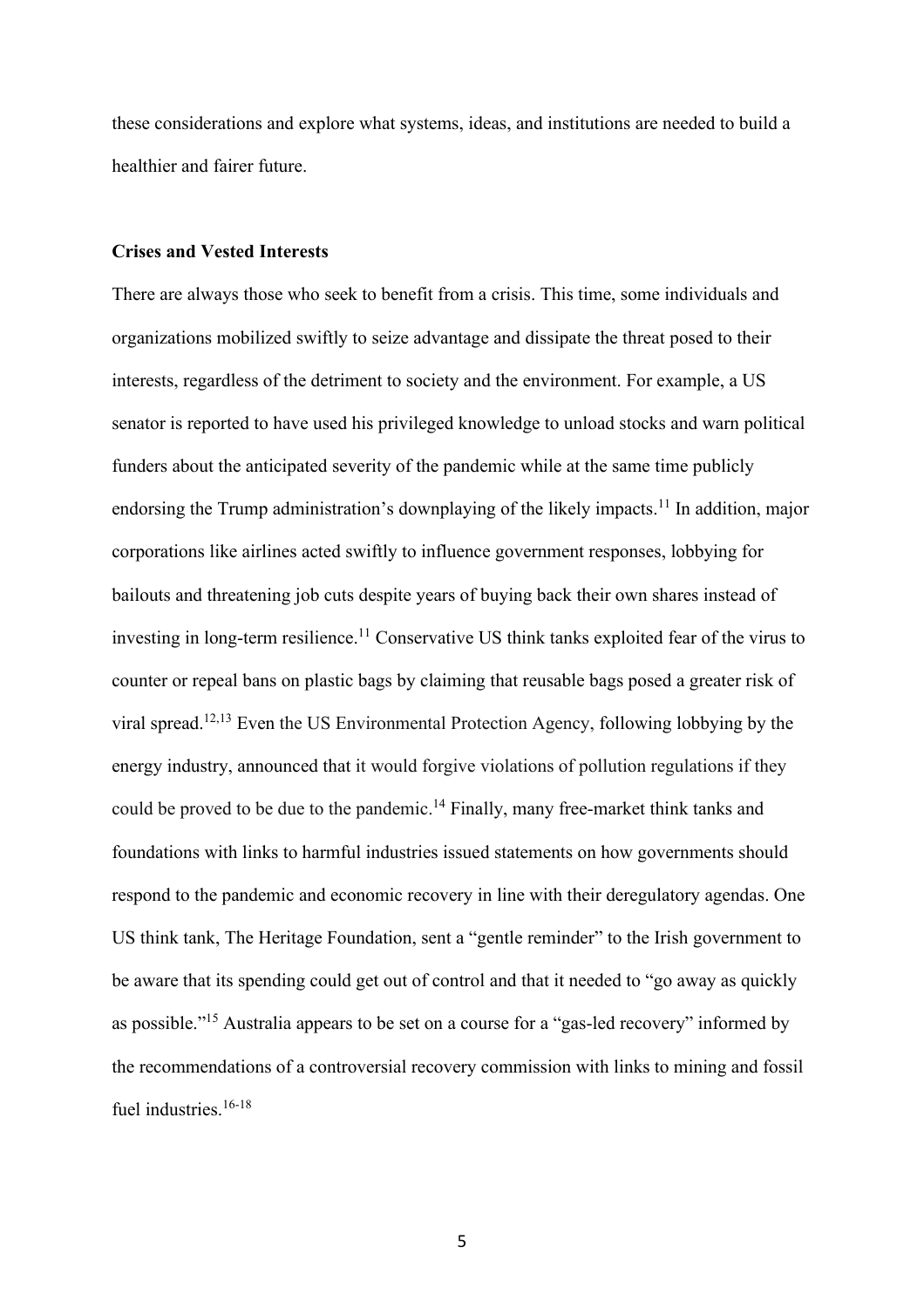these considerations and explore what systems, ideas, and institutions are needed to build a healthier and fairer future.

**Crises and Vested Interests**

There are always those who seek to benefit from a crisis. This time, some individuals and organizations mobilized swiftly to seize advantage and dissipate the threat posed to their interests, regardless of the detriment to society and the environment. For example, a US senator is reported to have used his privileged knowledge to unload stocks and warn political funders about the anticipated severity of the pandemic while at the same time publicly endorsing the Trump administration's downplaying of the likely impacts.[11] In addition, major corporations like airlines acted swiftly to influence government responses, lobbying for bailouts and threatening job cuts despite years of buying back their own shares instead of investing in long-term resilience.[11] Conservative US think tanks exploited fear of the virus to counter or repeal bans on plastic bags by claiming that reusable bags posed a greater risk of viral spread.[12,13] Even the US Environmental Protection Agency, following lobbying by the energy industry, announced that it would forgive violations of pollution regulations if they could be proved to be due to the pandemic.[14] Finally, many free-market think tanks and foundations with links to harmful industries issued statements on how governments should respond to the pandemic and economic recovery in line with their deregulatory agendas. One US think tank, The Heritage Foundation, sent a "gentle reminder" to the Irish government to be aware that its spending could get out of control and that it needed to "go away as quickly as possible."[15] Australia appears to be set on a course for a "gas-led recovery" informed by the recommendations of a controversial recovery commission with links to mining and fossil fuel industries.[16-18]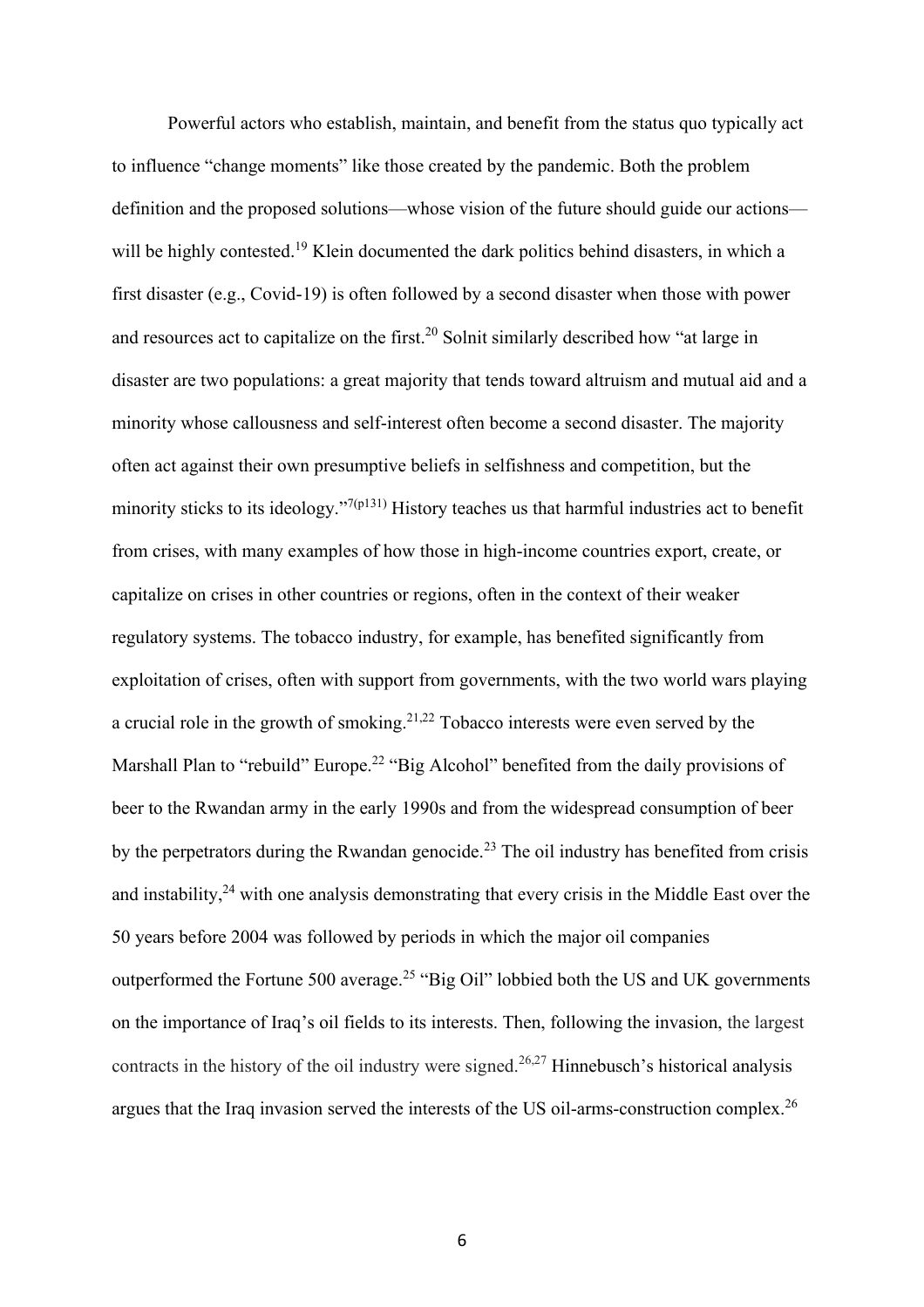Powerful actors who establish, maintain, and benefit from the status quo typically act to influence "change moments" like those created by the pandemic. Both the problem definition and the proposed solutions—whose vision of the future should guide our actions—will be highly contested.[19] Klein documented the dark politics behind disasters, in which a first disaster (e.g., Covid-19) is often followed by a second disaster when those with power and resources act to capitalize on the first.[20] Solnit similarly described how "at large in disaster are two populations: a great majority that tends toward altruism and mutual aid and a minority whose callousness and self-interest often become a second disaster. The majority often act against their own presumptive beliefs in selfishness and competition, but the minority sticks to its ideology."[7(p131)] History teaches us that harmful industries act to benefit from crises, with many examples of how those in high-income countries export, create, or capitalize on crises in other countries or regions, often in the context of their weaker regulatory systems. The tobacco industry, for example, has benefited significantly from exploitation of crises, often with support from governments, with the two world wars playing a crucial role in the growth of smoking.[21,22] Tobacco interests were even served by the Marshall Plan to "rebuild" Europe.[22] "Big Alcohol" benefited from the daily provisions of beer to the Rwandan army in the early 1990s and from the widespread consumption of beer by the perpetrators during the Rwandan genocide.[23] The oil industry has benefited from crisis and instability,[24] with one analysis demonstrating that every crisis in the Middle East over the 50 years before 2004 was followed by periods in which the major oil companies outperformed the Fortune 500 average.[25] "Big Oil" lobbied both the US and UK governments on the importance of Iraq's oil fields to its interests. Then, following the invasion, the largest contracts in the history of the oil industry were signed.[26,27] Hinnebusch's historical analysis argues that the Iraq invasion served the interests of the US oil-arms-construction complex.[26]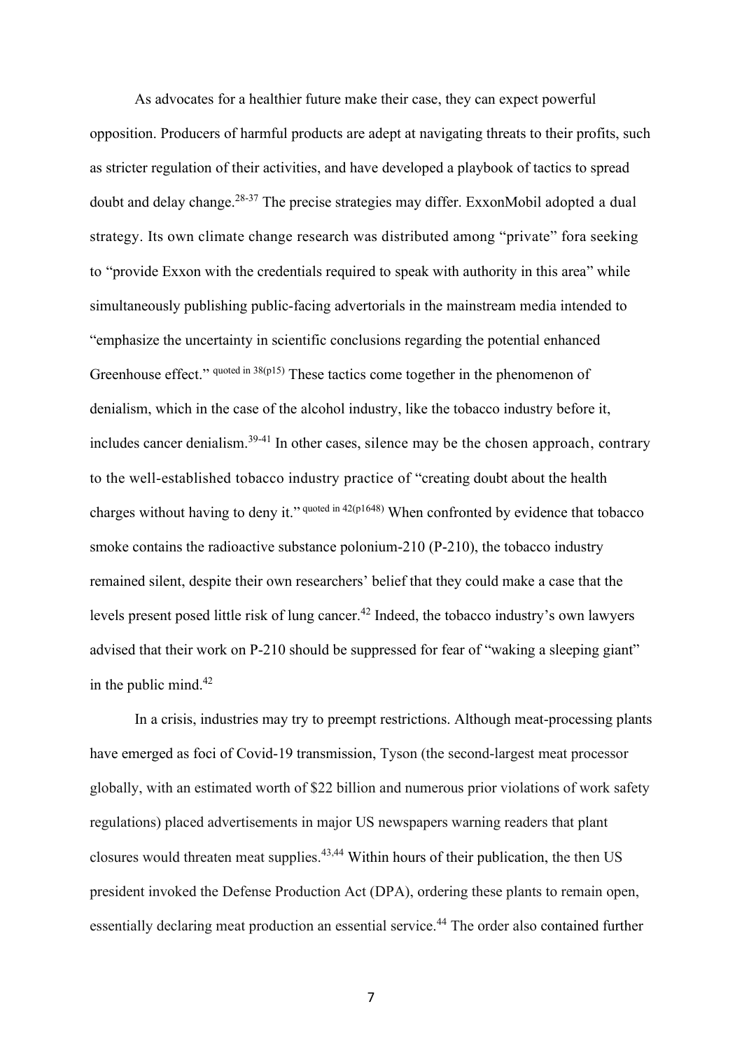As advocates for a healthier future make their case, they can expect powerful opposition. Producers of harmful products are adept at navigating threats to their profits, such as stricter regulation of their activities, and have developed a playbook of tactics to spread doubt and delay change.[28-37] The precise strategies may differ. ExxonMobil adopted a dual strategy. Its own climate change research was distributed among "private" fora seeking to "provide Exxon with the credentials required to speak with authority in this area" while simultaneously publishing public-facing advertorials in the mainstream media intended to "emphasize the uncertainty in scientific conclusions regarding the potential enhanced Greenhouse effect." [quoted in 38(p15)] These tactics come together in the phenomenon of denialism, which in the case of the alcohol industry, like the tobacco industry before it, includes cancer denialism.[39-41] In other cases, silence may be the chosen approach, contrary to the well-established tobacco industry practice of "creating doubt about the health charges without having to deny it." [quoted in 42(p1648)] When confronted by evidence that tobacco smoke contains the radioactive substance polonium-210 (P-210), the tobacco industry remained silent, despite their own researchers' belief that they could make a case that the levels present posed little risk of lung cancer.[42] Indeed, the tobacco industry's own lawyers advised that their work on P-210 should be suppressed for fear of "waking a sleeping giant" in the public mind.[42]

In a crisis, industries may try to preempt restrictions. Although meat-processing plants have emerged as foci of Covid-19 transmission, Tyson (the second-largest meat processor globally, with an estimated worth of $22 billion and numerous prior violations of work safety regulations) placed advertisements in major US newspapers warning readers that plant closures would threaten meat supplies.[43,44] Within hours of their publication, the then US president invoked the Defense Production Act (DPA), ordering these plants to remain open, essentially declaring meat production an essential service.[44] The order also contained further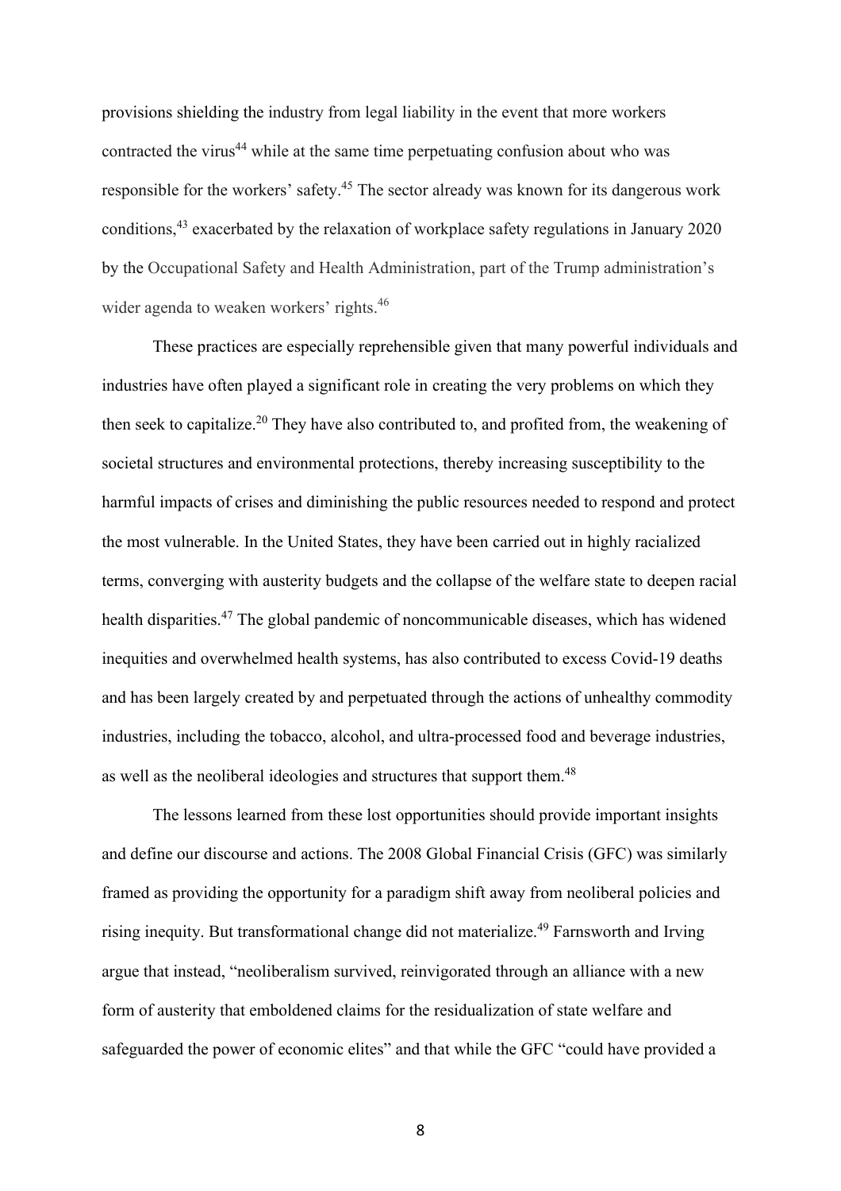provisions shielding the industry from legal liability in the event that more workers contracted the virus[44] while at the same time perpetuating confusion about who was responsible for the workers' safety.[45] The sector already was known for its dangerous work conditions,[43] exacerbated by the relaxation of workplace safety regulations in January 2020 by the Occupational Safety and Health Administration, part of the Trump administration's wider agenda to weaken workers' rights.[46]

These practices are especially reprehensible given that many powerful individuals and industries have often played a significant role in creating the very problems on which they then seek to capitalize.[20] They have also contributed to, and profited from, the weakening of societal structures and environmental protections, thereby increasing susceptibility to the harmful impacts of crises and diminishing the public resources needed to respond and protect the most vulnerable. In the United States, they have been carried out in highly racialized terms, converging with austerity budgets and the collapse of the welfare state to deepen racial health disparities.[47] The global pandemic of noncommunicable diseases, which has widened inequities and overwhelmed health systems, has also contributed to excess Covid-19 deaths and has been largely created by and perpetuated through the actions of unhealthy commodity industries, including the tobacco, alcohol, and ultra-processed food and beverage industries, as well as the neoliberal ideologies and structures that support them.[48]

The lessons learned from these lost opportunities should provide important insights and define our discourse and actions. The 2008 Global Financial Crisis (GFC) was similarly framed as providing the opportunity for a paradigm shift away from neoliberal policies and rising inequity. But transformational change did not materialize.[49] Farnsworth and Irving argue that instead, "neoliberalism survived, reinvigorated through an alliance with a new form of austerity that emboldened claims for the residualization of state welfare and safeguarded the power of economic elites" and that while the GFC "could have provided a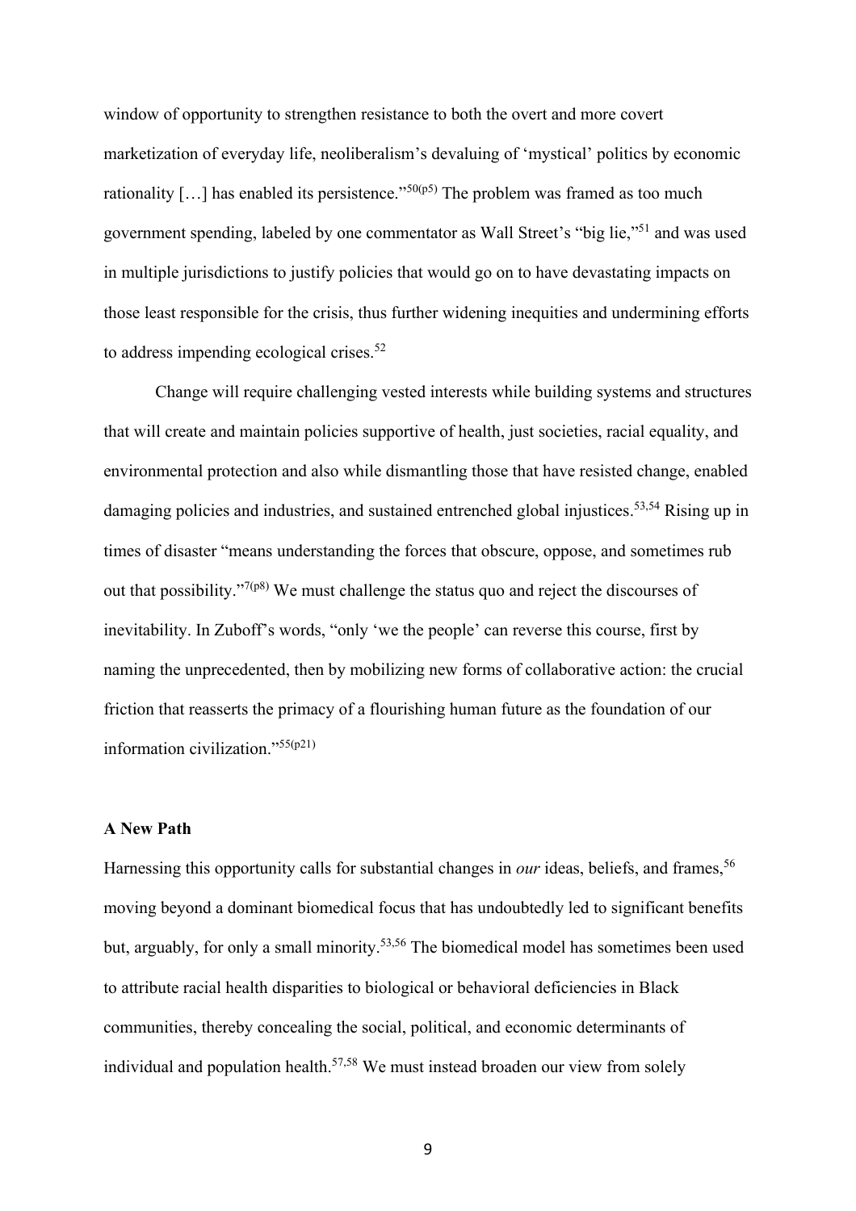window of opportunity to strengthen resistance to both the overt and more covert marketization of everyday life, neoliberalism's devaluing of 'mystical' politics by economic rationality […] has enabled its persistence."[50(p5)] The problem was framed as too much government spending, labeled by one commentator as Wall Street's "big lie,"[51] and was used in multiple jurisdictions to justify policies that would go on to have devastating impacts on those least responsible for the crisis, thus further widening inequities and undermining efforts to address impending ecological crises.[52]

Change will require challenging vested interests while building systems and structures that will create and maintain policies supportive of health, just societies, racial equality, and environmental protection and also while dismantling those that have resisted change, enabled damaging policies and industries, and sustained entrenched global injustices.[53,54] Rising up in times of disaster "means understanding the forces that obscure, oppose, and sometimes rub out that possibility."[7(p8)] We must challenge the status quo and reject the discourses of inevitability. In Zuboff's words, "only 'we the people' can reverse this course, first by naming the unprecedented, then by mobilizing new forms of collaborative action: the crucial friction that reasserts the primacy of a flourishing human future as the foundation of our information civilization."[55(p21)]

## A New Path

Harnessing this opportunity calls for substantial changes in *our* ideas, beliefs, and frames,[56] moving beyond a dominant biomedical focus that has undoubtedly led to significant benefits but, arguably, for only a small minority.[53,56] The biomedical model has sometimes been used to attribute racial health disparities to biological or behavioral deficiencies in Black communities, thereby concealing the social, political, and economic determinants of individual and population health.[57,58] We must instead broaden our view from solely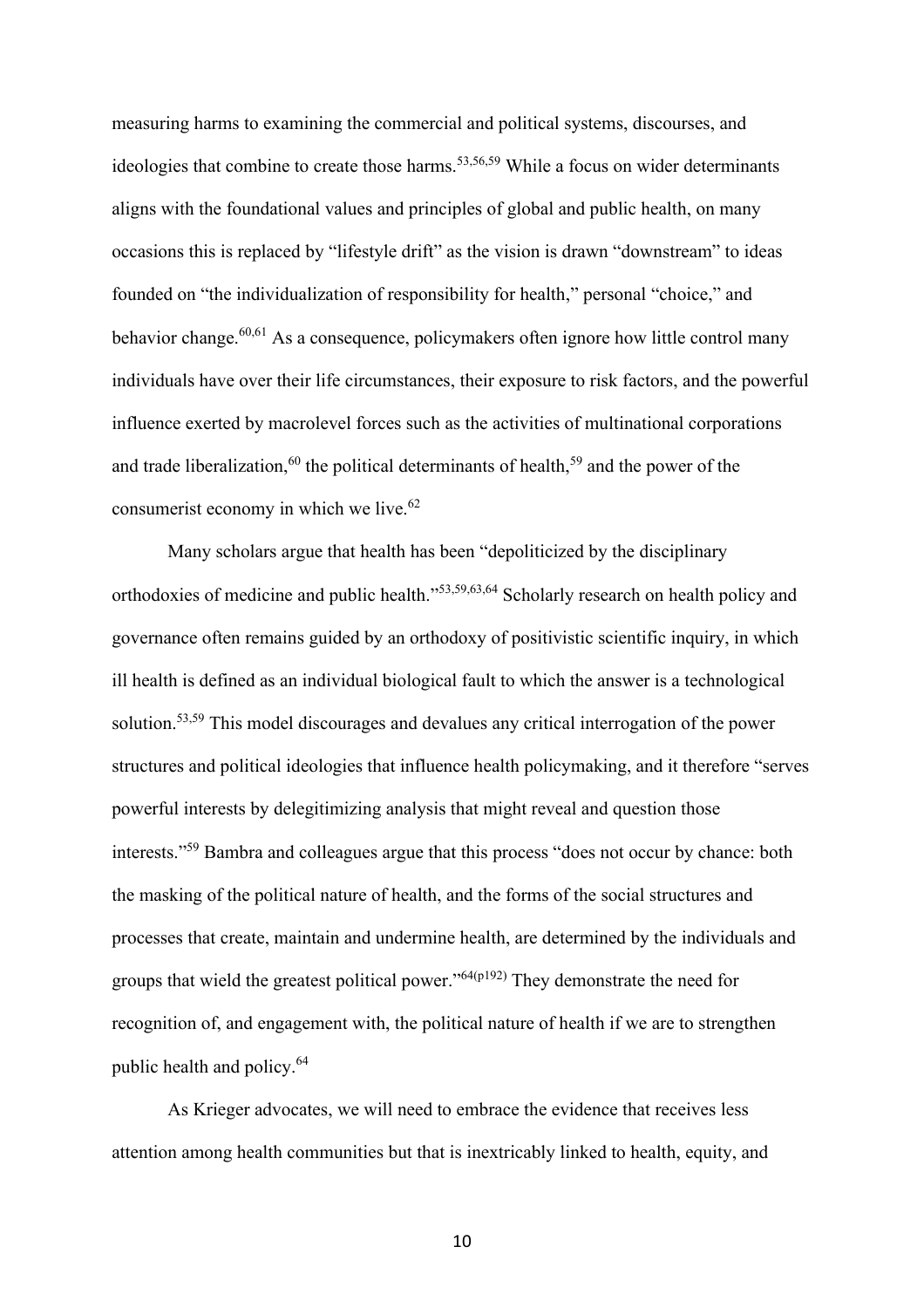measuring harms to examining the commercial and political systems, discourses, and ideologies that combine to create those harms.[53,56,59] While a focus on wider determinants aligns with the foundational values and principles of global and public health, on many occasions this is replaced by "lifestyle drift" as the vision is drawn "downstream" to ideas founded on "the individualization of responsibility for health," personal "choice," and behavior change.[60,61] As a consequence, policymakers often ignore how little control many individuals have over their life circumstances, their exposure to risk factors, and the powerful influence exerted by macrolevel forces such as the activities of multinational corporations and trade liberalization,[60] the political determinants of health,[59] and the power of the consumerist economy in which we live.[62]

Many scholars argue that health has been "depoliticized by the disciplinary orthodoxies of medicine and public health."[53,59,63,64] Scholarly research on health policy and governance often remains guided by an orthodoxy of positivistic scientific inquiry, in which ill health is defined as an individual biological fault to which the answer is a technological solution.[53,59] This model discourages and devalues any critical interrogation of the power structures and political ideologies that influence health policymaking, and it therefore "serves powerful interests by delegitimizing analysis that might reveal and question those interests."[59] Bambra and colleagues argue that this process "does not occur by chance: both the masking of the political nature of health, and the forms of the social structures and processes that create, maintain and undermine health, are determined by the individuals and groups that wield the greatest political power."[64(p192)] They demonstrate the need for recognition of, and engagement with, the political nature of health if we are to strengthen public health and policy.[64]

As Krieger advocates, we will need to embrace the evidence that receives less attention among health communities but that is inextricably linked to health, equity, and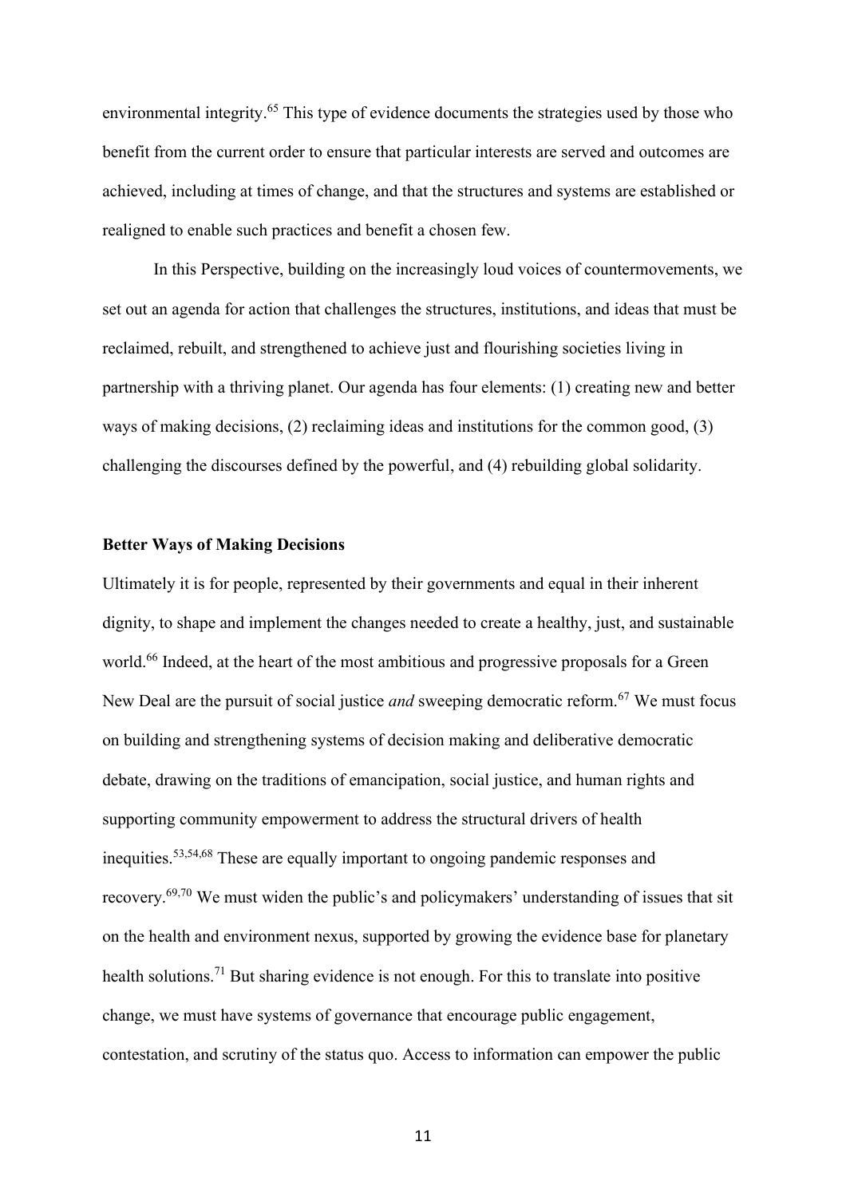environmental integrity.[65] This type of evidence documents the strategies used by those who benefit from the current order to ensure that particular interests are served and outcomes are achieved, including at times of change, and that the structures and systems are established or realigned to enable such practices and benefit a chosen few.

In this Perspective, building on the increasingly loud voices of countermovements, we set out an agenda for action that challenges the structures, institutions, and ideas that must be reclaimed, rebuilt, and strengthened to achieve just and flourishing societies living in partnership with a thriving planet. Our agenda has four elements: (1) creating new and better ways of making decisions, (2) reclaiming ideas and institutions for the common good, (3) challenging the discourses defined by the powerful, and (4) rebuilding global solidarity.

## Better Ways of Making Decisions

Ultimately it is for people, represented by their governments and equal in their inherent dignity, to shape and implement the changes needed to create a healthy, just, and sustainable world.[66] Indeed, at the heart of the most ambitious and progressive proposals for a Green New Deal are the pursuit of social justice *and* sweeping democratic reform.[67] We must focus on building and strengthening systems of decision making and deliberative democratic debate, drawing on the traditions of emancipation, social justice, and human rights and supporting community empowerment to address the structural drivers of health inequities.[53,54,68] These are equally important to ongoing pandemic responses and recovery.[69,70] We must widen the public's and policymakers' understanding of issues that sit on the health and environment nexus, supported by growing the evidence base for planetary health solutions.[71] But sharing evidence is not enough. For this to translate into positive change, we must have systems of governance that encourage public engagement, contestation, and scrutiny of the status quo. Access to information can empower the public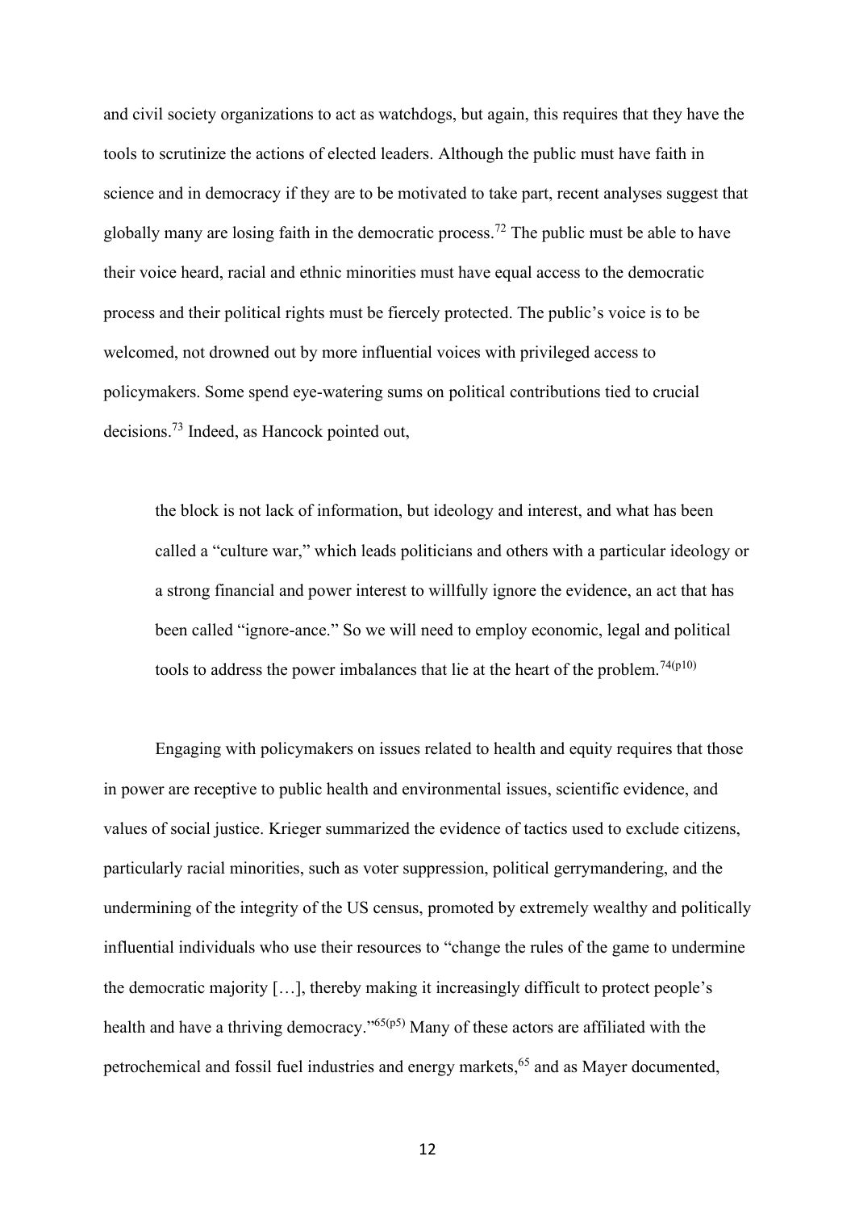and civil society organizations to act as watchdogs, but again, this requires that they have the tools to scrutinize the actions of elected leaders. Although the public must have faith in science and in democracy if they are to be motivated to take part, recent analyses suggest that globally many are losing faith in the democratic process.[72] The public must be able to have their voice heard, racial and ethnic minorities must have equal access to the democratic process and their political rights must be fiercely protected. The public's voice is to be welcomed, not drowned out by more influential voices with privileged access to policymakers. Some spend eye-watering sums on political contributions tied to crucial decisions.[73] Indeed, as Hancock pointed out,

> the block is not lack of information, but ideology and interest, and what has been called a "culture war," which leads politicians and others with a particular ideology or a strong financial and power interest to willfully ignore the evidence, an act that has been called "ignore-ance." So we will need to employ economic, legal and political tools to address the power imbalances that lie at the heart of the problem.[74(p10)]

Engaging with policymakers on issues related to health and equity requires that those in power are receptive to public health and environmental issues, scientific evidence, and values of social justice. Krieger summarized the evidence of tactics used to exclude citizens, particularly racial minorities, such as voter suppression, political gerrymandering, and the undermining of the integrity of the US census, promoted by extremely wealthy and politically influential individuals who use their resources to "change the rules of the game to undermine the democratic majority […], thereby making it increasingly difficult to protect people's health and have a thriving democracy."[65(p5)] Many of these actors are affiliated with the petrochemical and fossil fuel industries and energy markets,[65] and as Mayer documented,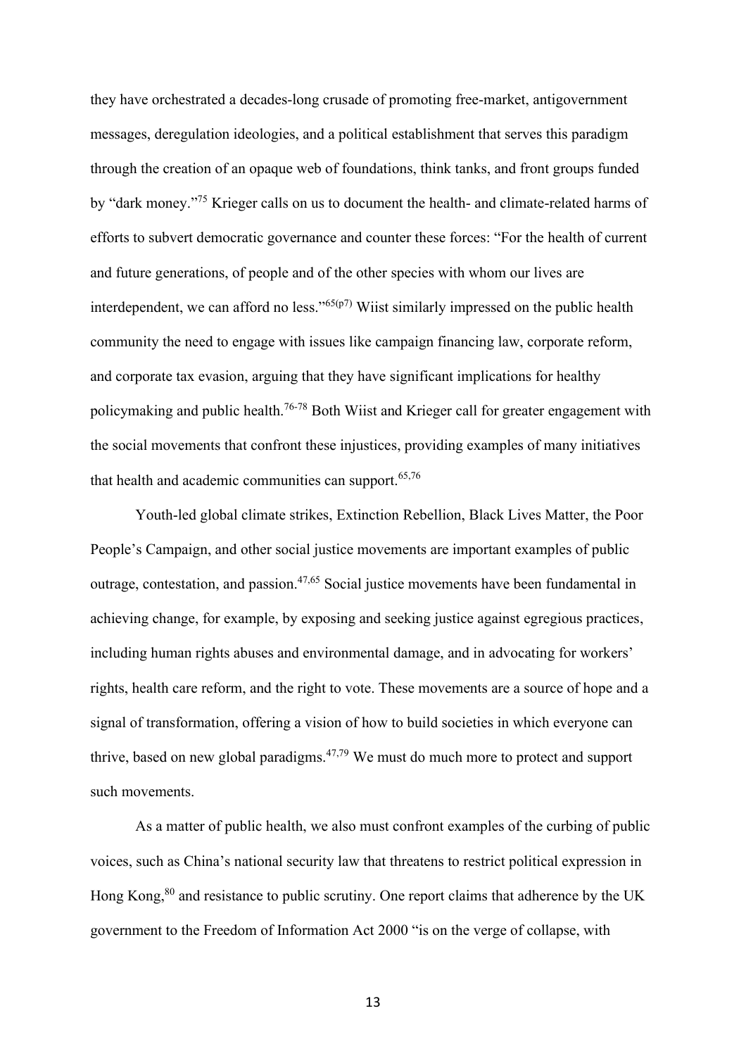they have orchestrated a decades-long crusade of promoting free-market, antigovernment messages, deregulation ideologies, and a political establishment that serves this paradigm through the creation of an opaque web of foundations, think tanks, and front groups funded by "dark money."[75] Krieger calls on us to document the health- and climate-related harms of efforts to subvert democratic governance and counter these forces: "For the health of current and future generations, of people and of the other species with whom our lives are interdependent, we can afford no less."[65(p7)] Wiist similarly impressed on the public health community the need to engage with issues like campaign financing law, corporate reform, and corporate tax evasion, arguing that they have significant implications for healthy policymaking and public health.[76-78] Both Wiist and Krieger call for greater engagement with the social movements that confront these injustices, providing examples of many initiatives that health and academic communities can support.[65,76]

Youth-led global climate strikes, Extinction Rebellion, Black Lives Matter, the Poor People's Campaign, and other social justice movements are important examples of public outrage, contestation, and passion.[47,65] Social justice movements have been fundamental in achieving change, for example, by exposing and seeking justice against egregious practices, including human rights abuses and environmental damage, and in advocating for workers' rights, health care reform, and the right to vote. These movements are a source of hope and a signal of transformation, offering a vision of how to build societies in which everyone can thrive, based on new global paradigms.[47,79] We must do much more to protect and support such movements.

As a matter of public health, we also must confront examples of the curbing of public voices, such as China's national security law that threatens to restrict political expression in Hong Kong,[80] and resistance to public scrutiny. One report claims that adherence by the UK government to the Freedom of Information Act 2000 "is on the verge of collapse, with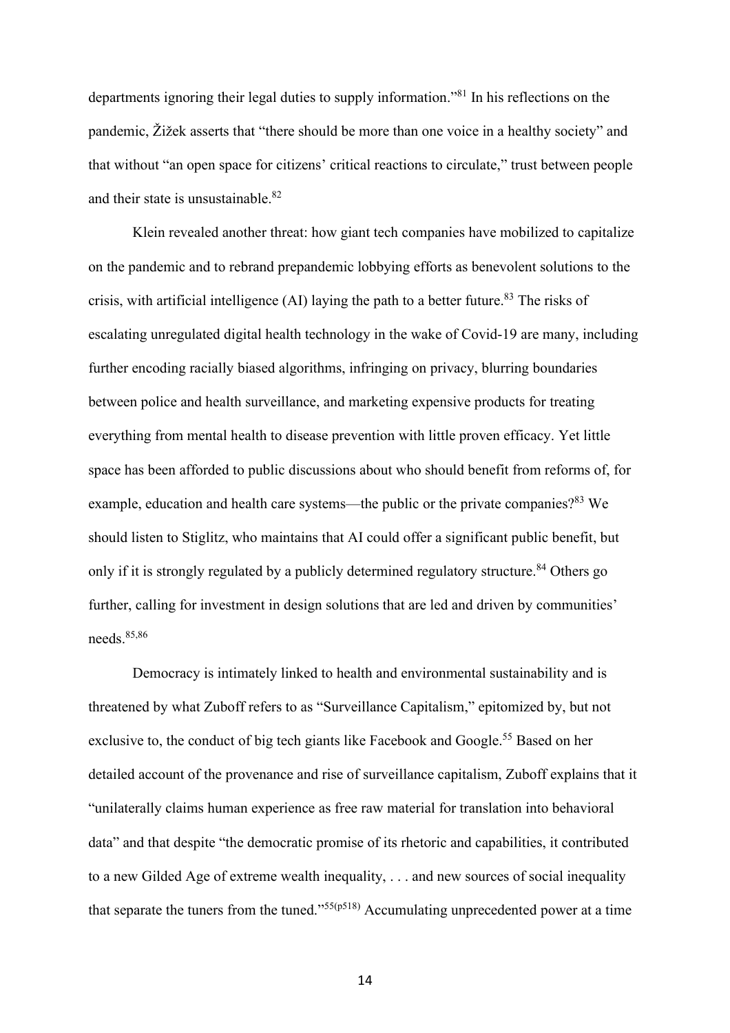departments ignoring their legal duties to supply information."[81] In his reflections on the pandemic, Žižek asserts that "there should be more than one voice in a healthy society" and that without "an open space for citizens' critical reactions to circulate," trust between people and their state is unsustainable.[82]

Klein revealed another threat: how giant tech companies have mobilized to capitalize on the pandemic and to rebrand prepandemic lobbying efforts as benevolent solutions to the crisis, with artificial intelligence (AI) laying the path to a better future.[83] The risks of escalating unregulated digital health technology in the wake of Covid-19 are many, including further encoding racially biased algorithms, infringing on privacy, blurring boundaries between police and health surveillance, and marketing expensive products for treating everything from mental health to disease prevention with little proven efficacy. Yet little space has been afforded to public discussions about who should benefit from reforms of, for example, education and health care systems—the public or the private companies?[83] We should listen to Stiglitz, who maintains that AI could offer a significant public benefit, but only if it is strongly regulated by a publicly determined regulatory structure.[84] Others go further, calling for investment in design solutions that are led and driven by communities' needs.[85,86]

Democracy is intimately linked to health and environmental sustainability and is threatened by what Zuboff refers to as "Surveillance Capitalism," epitomized by, but not exclusive to, the conduct of big tech giants like Facebook and Google.[55] Based on her detailed account of the provenance and rise of surveillance capitalism, Zuboff explains that it "unilaterally claims human experience as free raw material for translation into behavioral data" and that despite "the democratic promise of its rhetoric and capabilities, it contributed to a new Gilded Age of extreme wealth inequality, . . . and new sources of social inequality that separate the tuners from the tuned."[55(p518)] Accumulating unprecedented power at a time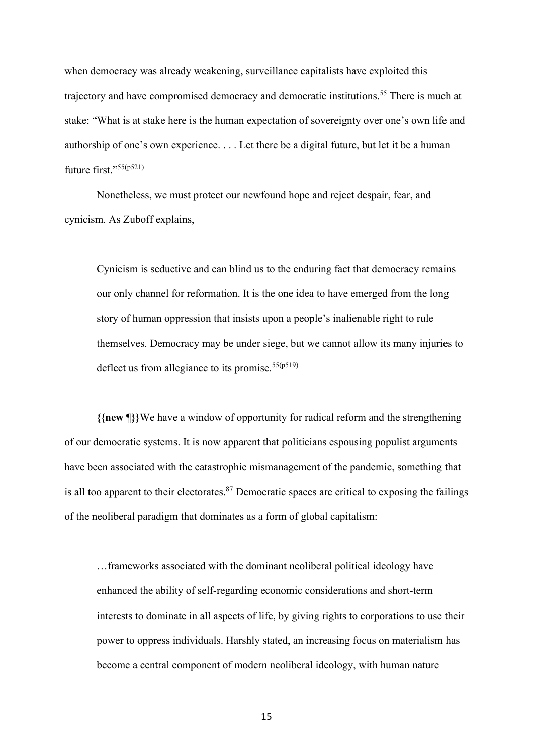when democracy was already weakening, surveillance capitalists have exploited this trajectory and have compromised democracy and democratic institutions.[55] There is much at stake: "What is at stake here is the human expectation of sovereignty over one's own life and authorship of one's own experience. . . . Let there be a digital future, but let it be a human future first."[55(p521)]

Nonetheless, we must protect our newfound hope and reject despair, fear, and cynicism. As Zuboff explains,

> Cynicism is seductive and can blind us to the enduring fact that democracy remains our only channel for reformation. It is the one idea to have emerged from the long story of human oppression that insists upon a people's inalienable right to rule themselves. Democracy may be under siege, but we cannot allow its many injuries to deflect us from allegiance to its promise.[55(p519)]

**{{new ¶}}**We have a window of opportunity for radical reform and the strengthening of our democratic systems. It is now apparent that politicians espousing populist arguments have been associated with the catastrophic mismanagement of the pandemic, something that is all too apparent to their electorates.[87] Democratic spaces are critical to exposing the failings of the neoliberal paradigm that dominates as a form of global capitalism:

> …frameworks associated with the dominant neoliberal political ideology have enhanced the ability of self-regarding economic considerations and short-term interests to dominate in all aspects of life, by giving rights to corporations to use their power to oppress individuals. Harshly stated, an increasing focus on materialism has become a central component of modern neoliberal ideology, with human nature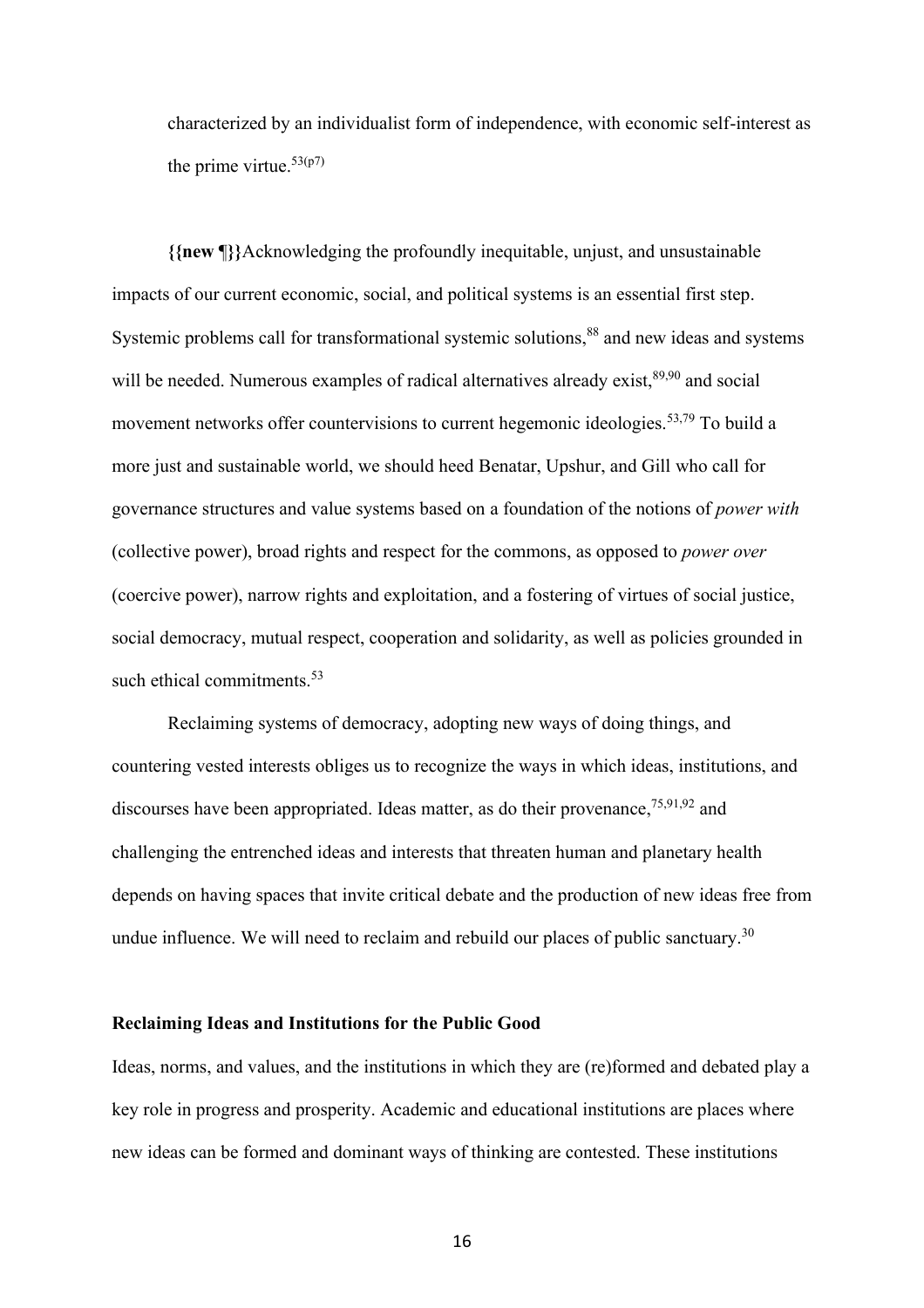characterized by an individualist form of independence, with economic self-interest as the prime virtue.[53(p7)]

**{{new ¶}}**Acknowledging the profoundly inequitable, unjust, and unsustainable impacts of our current economic, social, and political systems is an essential first step. Systemic problems call for transformational systemic solutions,[88] and new ideas and systems will be needed. Numerous examples of radical alternatives already exist,[89,90] and social movement networks offer countervisions to current hegemonic ideologies.[53,79] To build a more just and sustainable world, we should heed Benatar, Upshur, and Gill who call for governance structures and value systems based on a foundation of the notions of *power with* (collective power), broad rights and respect for the commons, as opposed to *power over* (coercive power), narrow rights and exploitation, and a fostering of virtues of social justice, social democracy, mutual respect, cooperation and solidarity, as well as policies grounded in such ethical commitments.[53]

Reclaiming systems of democracy, adopting new ways of doing things, and countering vested interests obliges us to recognize the ways in which ideas, institutions, and discourses have been appropriated. Ideas matter, as do their provenance,[75,91,92] and challenging the entrenched ideas and interests that threaten human and planetary health depends on having spaces that invite critical debate and the production of new ideas free from undue influence. We will need to reclaim and rebuild our places of public sanctuary.[30]

## Reclaiming Ideas and Institutions for the Public Good

Ideas, norms, and values, and the institutions in which they are (re)formed and debated play a key role in progress and prosperity. Academic and educational institutions are places where new ideas can be formed and dominant ways of thinking are contested. These institutions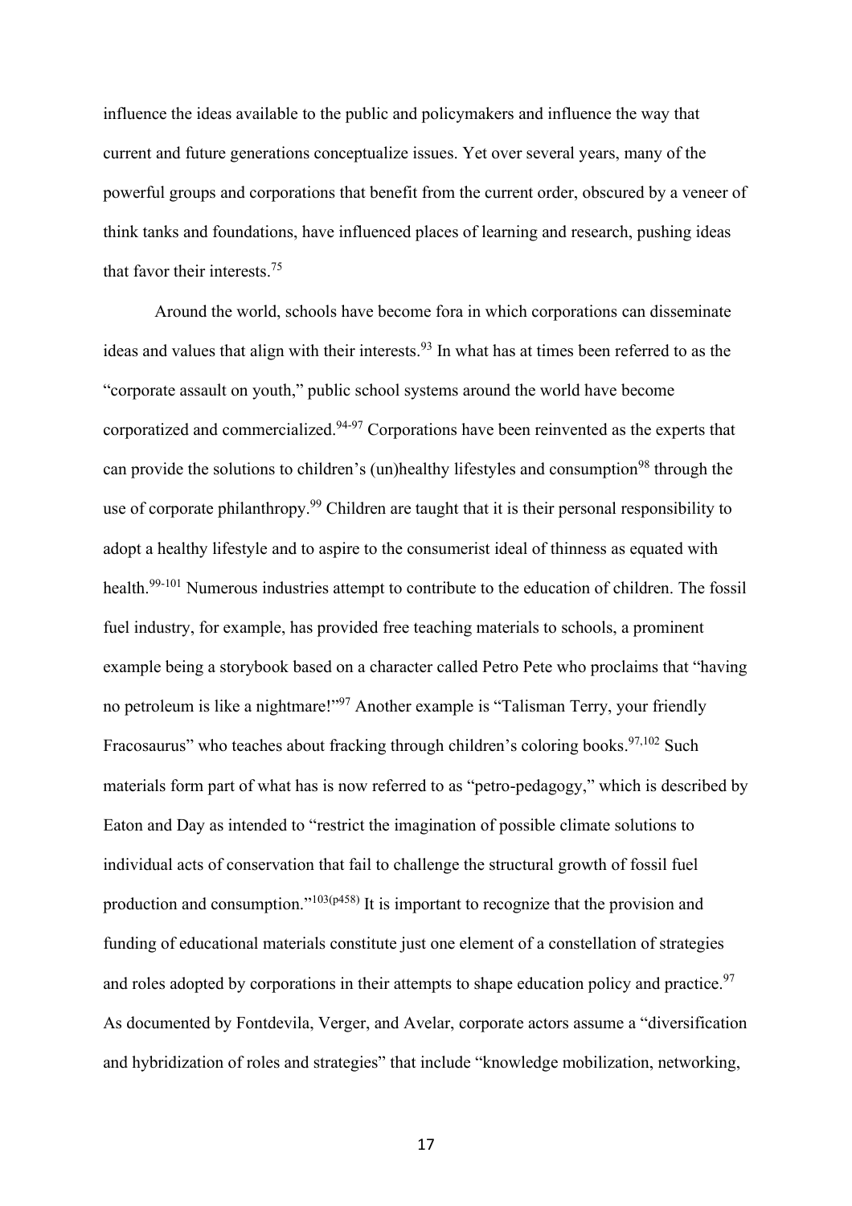influence the ideas available to the public and policymakers and influence the way that current and future generations conceptualize issues. Yet over several years, many of the powerful groups and corporations that benefit from the current order, obscured by a veneer of think tanks and foundations, have influenced places of learning and research, pushing ideas that favor their interests.[75]

Around the world, schools have become fora in which corporations can disseminate ideas and values that align with their interests.[93] In what has at times been referred to as the "corporate assault on youth," public school systems around the world have become corporatized and commercialized.[94-97] Corporations have been reinvented as the experts that can provide the solutions to children's (un)healthy lifestyles and consumption[98] through the use of corporate philanthropy.[99] Children are taught that it is their personal responsibility to adopt a healthy lifestyle and to aspire to the consumerist ideal of thinness as equated with health.[99-101] Numerous industries attempt to contribute to the education of children. The fossil fuel industry, for example, has provided free teaching materials to schools, a prominent example being a storybook based on a character called Petro Pete who proclaims that "having no petroleum is like a nightmare!"[97] Another example is "Talisman Terry, your friendly Fracosaurus" who teaches about fracking through children's coloring books.[97,102] Such materials form part of what has is now referred to as "petro-pedagogy," which is described by Eaton and Day as intended to "restrict the imagination of possible climate solutions to individual acts of conservation that fail to challenge the structural growth of fossil fuel production and consumption."[103(p458)] It is important to recognize that the provision and funding of educational materials constitute just one element of a constellation of strategies and roles adopted by corporations in their attempts to shape education policy and practice.[97] As documented by Fontdevila, Verger, and Avelar, corporate actors assume a "diversification and hybridization of roles and strategies" that include "knowledge mobilization, networking,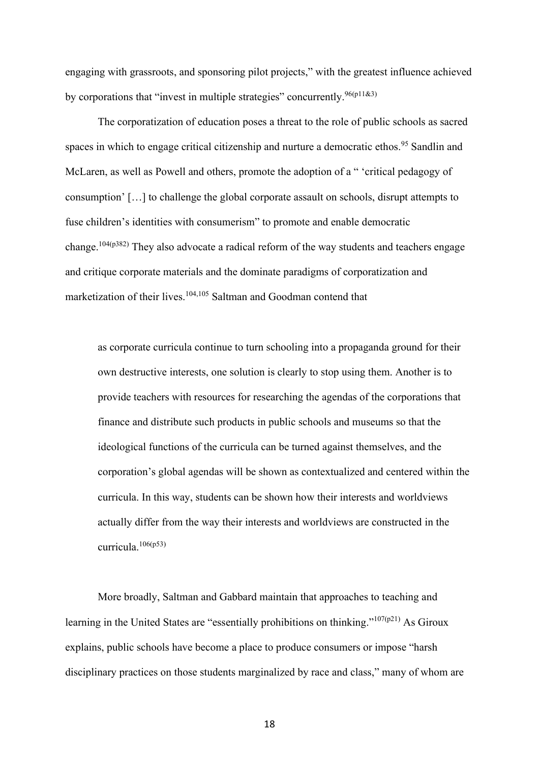engaging with grassroots, and sponsoring pilot projects," with the greatest influence achieved by corporations that "invest in multiple strategies" concurrently.[96(p11&3)]

The corporatization of education poses a threat to the role of public schools as sacred spaces in which to engage critical citizenship and nurture a democratic ethos.[95] Sandlin and McLaren, as well as Powell and others, promote the adoption of a " 'critical pedagogy of consumption' […] to challenge the global corporate assault on schools, disrupt attempts to fuse children's identities with consumerism" to promote and enable democratic change.[104(p382)] They also advocate a radical reform of the way students and teachers engage and critique corporate materials and the dominate paradigms of corporatization and marketization of their lives.[104,105] Saltman and Goodman contend that

> as corporate curricula continue to turn schooling into a propaganda ground for their own destructive interests, one solution is clearly to stop using them. Another is to provide teachers with resources for researching the agendas of the corporations that finance and distribute such products in public schools and museums so that the ideological functions of the curricula can be turned against themselves, and the corporation's global agendas will be shown as contextualized and centered within the curricula. In this way, students can be shown how their interests and worldviews actually differ from the way their interests and worldviews are constructed in the curricula.[106(p53)]

More broadly, Saltman and Gabbard maintain that approaches to teaching and learning in the United States are "essentially prohibitions on thinking."[107(p21)] As Giroux explains, public schools have become a place to produce consumers or impose "harsh disciplinary practices on those students marginalized by race and class," many of whom are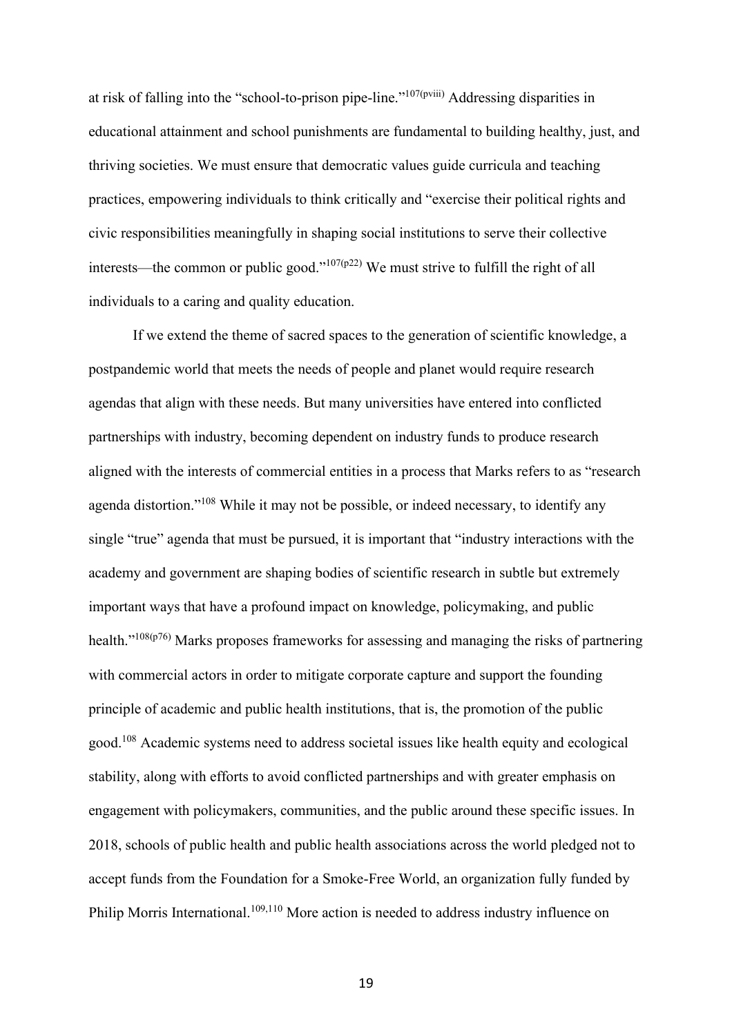at risk of falling into the "school-to-prison pipe-line."[107(pviii)] Addressing disparities in educational attainment and school punishments are fundamental to building healthy, just, and thriving societies. We must ensure that democratic values guide curricula and teaching practices, empowering individuals to think critically and "exercise their political rights and civic responsibilities meaningfully in shaping social institutions to serve their collective interests—the common or public good."[107(p22)] We must strive to fulfill the right of all individuals to a caring and quality education.

If we extend the theme of sacred spaces to the generation of scientific knowledge, a postpandemic world that meets the needs of people and planet would require research agendas that align with these needs. But many universities have entered into conflicted partnerships with industry, becoming dependent on industry funds to produce research aligned with the interests of commercial entities in a process that Marks refers to as "research agenda distortion."[108] While it may not be possible, or indeed necessary, to identify any single "true" agenda that must be pursued, it is important that "industry interactions with the academy and government are shaping bodies of scientific research in subtle but extremely important ways that have a profound impact on knowledge, policymaking, and public health."[108(p76)] Marks proposes frameworks for assessing and managing the risks of partnering with commercial actors in order to mitigate corporate capture and support the founding principle of academic and public health institutions, that is, the promotion of the public good.[108] Academic systems need to address societal issues like health equity and ecological stability, along with efforts to avoid conflicted partnerships and with greater emphasis on engagement with policymakers, communities, and the public around these specific issues. In 2018, schools of public health and public health associations across the world pledged not to accept funds from the Foundation for a Smoke-Free World, an organization fully funded by Philip Morris International.[109,110] More action is needed to address industry influence on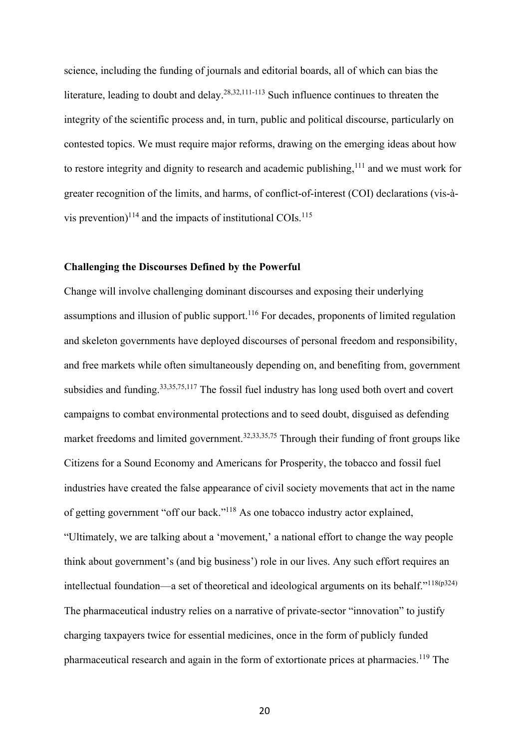science, including the funding of journals and editorial boards, all of which can bias the literature, leading to doubt and delay.[28,32,111-113] Such influence continues to threaten the integrity of the scientific process and, in turn, public and political discourse, particularly on contested topics. We must require major reforms, drawing on the emerging ideas about how to restore integrity and dignity to research and academic publishing,[111] and we must work for greater recognition of the limits, and harms, of conflict-of-interest (COI) declarations (vis-à-vis prevention)[114] and the impacts of institutional COIs.[115]

**Challenging the Discourses Defined by the Powerful**

Change will involve challenging dominant discourses and exposing their underlying assumptions and illusion of public support.[116] For decades, proponents of limited regulation and skeleton governments have deployed discourses of personal freedom and responsibility, and free markets while often simultaneously depending on, and benefiting from, government subsidies and funding.[33,35,75,117] The fossil fuel industry has long used both overt and covert campaigns to combat environmental protections and to seed doubt, disguised as defending market freedoms and limited government.[32,33,35,75] Through their funding of front groups like Citizens for a Sound Economy and Americans for Prosperity, the tobacco and fossil fuel industries have created the false appearance of civil society movements that act in the name of getting government "off our back."[118] As one tobacco industry actor explained, "Ultimately, we are talking about a 'movement,' a national effort to change the way people think about government's (and big business') role in our lives. Any such effort requires an intellectual foundation—a set of theoretical and ideological arguments on its behalf."[118(p324)] The pharmaceutical industry relies on a narrative of private-sector "innovation" to justify charging taxpayers twice for essential medicines, once in the form of publicly funded pharmaceutical research and again in the form of extortionate prices at pharmacies.[119] The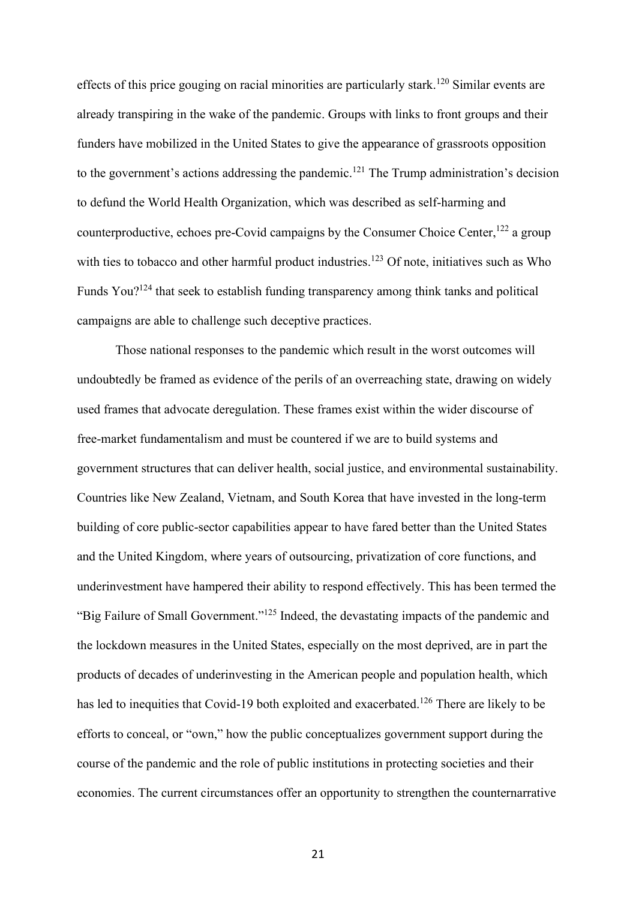effects of this price gouging on racial minorities are particularly stark.[120] Similar events are already transpiring in the wake of the pandemic. Groups with links to front groups and their funders have mobilized in the United States to give the appearance of grassroots opposition to the government's actions addressing the pandemic.[121] The Trump administration's decision to defund the World Health Organization, which was described as self-harming and counterproductive, echoes pre-Covid campaigns by the Consumer Choice Center,[122] a group with ties to tobacco and other harmful product industries.[123] Of note, initiatives such as Who Funds You?[124] that seek to establish funding transparency among think tanks and political campaigns are able to challenge such deceptive practices.

Those national responses to the pandemic which result in the worst outcomes will undoubtedly be framed as evidence of the perils of an overreaching state, drawing on widely used frames that advocate deregulation. These frames exist within the wider discourse of free-market fundamentalism and must be countered if we are to build systems and government structures that can deliver health, social justice, and environmental sustainability. Countries like New Zealand, Vietnam, and South Korea that have invested in the long-term building of core public-sector capabilities appear to have fared better than the United States and the United Kingdom, where years of outsourcing, privatization of core functions, and underinvestment have hampered their ability to respond effectively. This has been termed the "Big Failure of Small Government."[125] Indeed, the devastating impacts of the pandemic and the lockdown measures in the United States, especially on the most deprived, are in part the products of decades of underinvesting in the American people and population health, which has led to inequities that Covid-19 both exploited and exacerbated.[126] There are likely to be efforts to conceal, or "own," how the public conceptualizes government support during the course of the pandemic and the role of public institutions in protecting societies and their economies. The current circumstances offer an opportunity to strengthen the counternarrative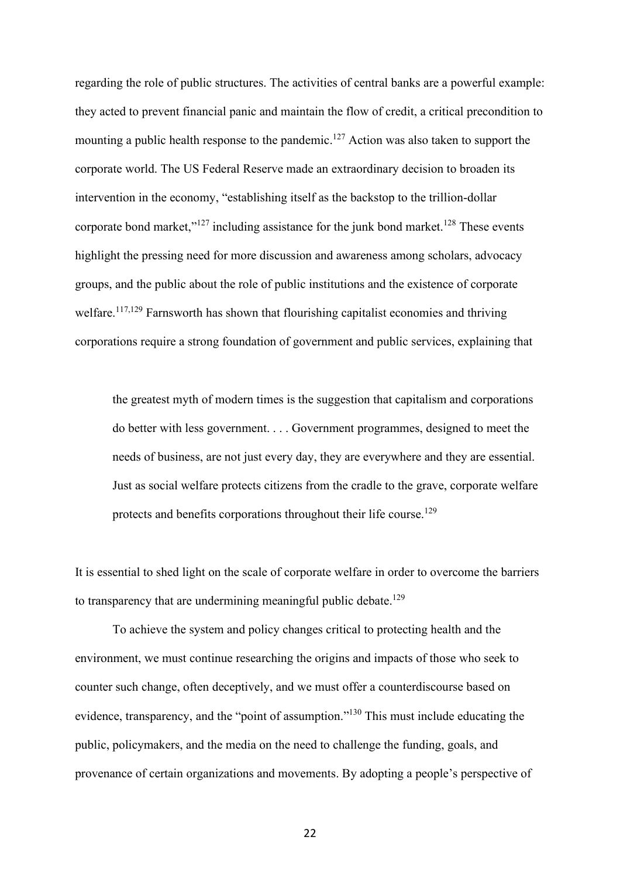regarding the role of public structures. The activities of central banks are a powerful example: they acted to prevent financial panic and maintain the flow of credit, a critical precondition to mounting a public health response to the pandemic.[127] Action was also taken to support the corporate world. The US Federal Reserve made an extraordinary decision to broaden its intervention in the economy, "establishing itself as the backstop to the trillion-dollar corporate bond market,"[127] including assistance for the junk bond market.[128] These events highlight the pressing need for more discussion and awareness among scholars, advocacy groups, and the public about the role of public institutions and the existence of corporate welfare.[117,129] Farnsworth has shown that flourishing capitalist economies and thriving corporations require a strong foundation of government and public services, explaining that

> the greatest myth of modern times is the suggestion that capitalism and corporations do better with less government. . . . Government programmes, designed to meet the needs of business, are not just every day, they are everywhere and they are essential. Just as social welfare protects citizens from the cradle to the grave, corporate welfare protects and benefits corporations throughout their life course.[129]

It is essential to shed light on the scale of corporate welfare in order to overcome the barriers to transparency that are undermining meaningful public debate.[129]

To achieve the system and policy changes critical to protecting health and the environment, we must continue researching the origins and impacts of those who seek to counter such change, often deceptively, and we must offer a counterdiscourse based on evidence, transparency, and the "point of assumption."[130] This must include educating the public, policymakers, and the media on the need to challenge the funding, goals, and provenance of certain organizations and movements. By adopting a people's perspective of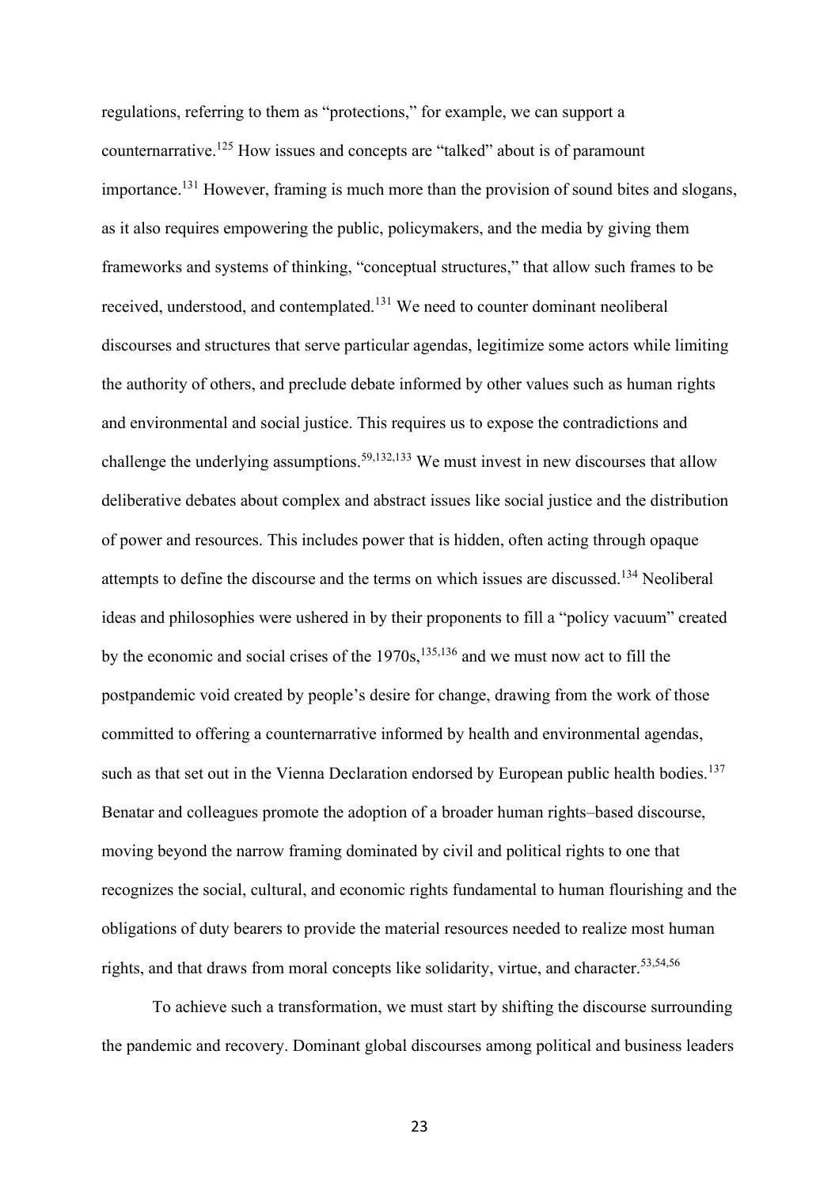regulations, referring to them as "protections," for example, we can support a counternarrative.[125] How issues and concepts are "talked" about is of paramount importance.[131] However, framing is much more than the provision of sound bites and slogans, as it also requires empowering the public, policymakers, and the media by giving them frameworks and systems of thinking, "conceptual structures," that allow such frames to be received, understood, and contemplated.[131] We need to counter dominant neoliberal discourses and structures that serve particular agendas, legitimize some actors while limiting the authority of others, and preclude debate informed by other values such as human rights and environmental and social justice. This requires us to expose the contradictions and challenge the underlying assumptions.[59,132,133] We must invest in new discourses that allow deliberative debates about complex and abstract issues like social justice and the distribution of power and resources. This includes power that is hidden, often acting through opaque attempts to define the discourse and the terms on which issues are discussed.[134] Neoliberal ideas and philosophies were ushered in by their proponents to fill a "policy vacuum" created by the economic and social crises of the 1970s,[135,136] and we must now act to fill the postpandemic void created by people's desire for change, drawing from the work of those committed to offering a counternarrative informed by health and environmental agendas, such as that set out in the Vienna Declaration endorsed by European public health bodies.[137] Benatar and colleagues promote the adoption of a broader human rights–based discourse, moving beyond the narrow framing dominated by civil and political rights to one that recognizes the social, cultural, and economic rights fundamental to human flourishing and the obligations of duty bearers to provide the material resources needed to realize most human rights, and that draws from moral concepts like solidarity, virtue, and character.[53,54,56]

To achieve such a transformation, we must start by shifting the discourse surrounding the pandemic and recovery. Dominant global discourses among political and business leaders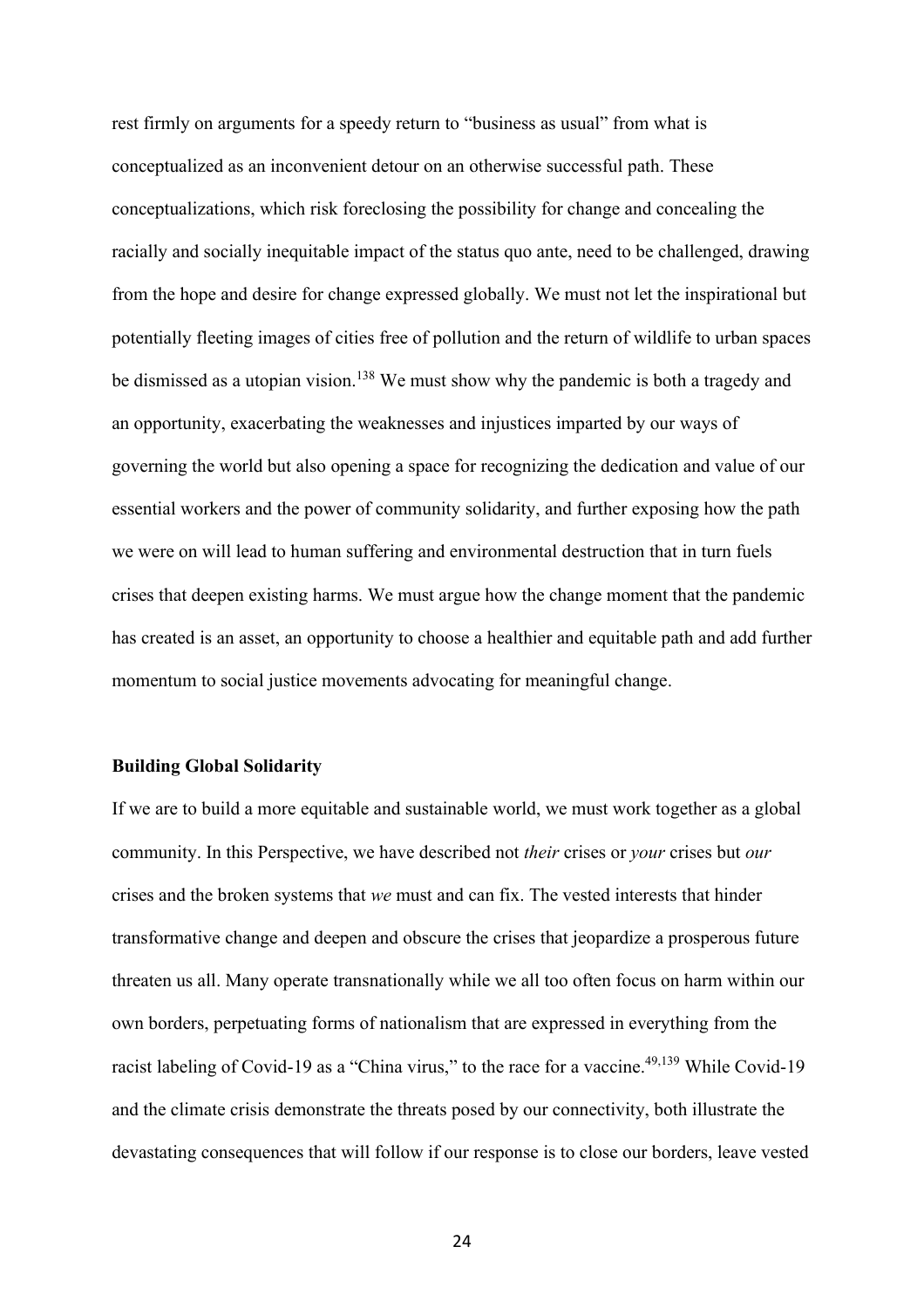rest firmly on arguments for a speedy return to "business as usual" from what is conceptualized as an inconvenient detour on an otherwise successful path. These conceptualizations, which risk foreclosing the possibility for change and concealing the racially and socially inequitable impact of the status quo ante, need to be challenged, drawing from the hope and desire for change expressed globally. We must not let the inspirational but potentially fleeting images of cities free of pollution and the return of wildlife to urban spaces be dismissed as a utopian vision.[138] We must show why the pandemic is both a tragedy and an opportunity, exacerbating the weaknesses and injustices imparted by our ways of governing the world but also opening a space for recognizing the dedication and value of our essential workers and the power of community solidarity, and further exposing how the path we were on will lead to human suffering and environmental destruction that in turn fuels crises that deepen existing harms. We must argue how the change moment that the pandemic has created is an asset, an opportunity to choose a healthier and equitable path and add further momentum to social justice movements advocating for meaningful change.

**Building Global Solidarity**

If we are to build a more equitable and sustainable world, we must work together as a global community. In this Perspective, we have described not *their* crises or *your* crises but *our* crises and the broken systems that *we* must and can fix. The vested interests that hinder transformative change and deepen and obscure the crises that jeopardize a prosperous future threaten us all. Many operate transnationally while we all too often focus on harm within our own borders, perpetuating forms of nationalism that are expressed in everything from the racist labeling of Covid-19 as a "China virus," to the race for a vaccine.[49,139] While Covid-19 and the climate crisis demonstrate the threats posed by our connectivity, both illustrate the devastating consequences that will follow if our response is to close our borders, leave vested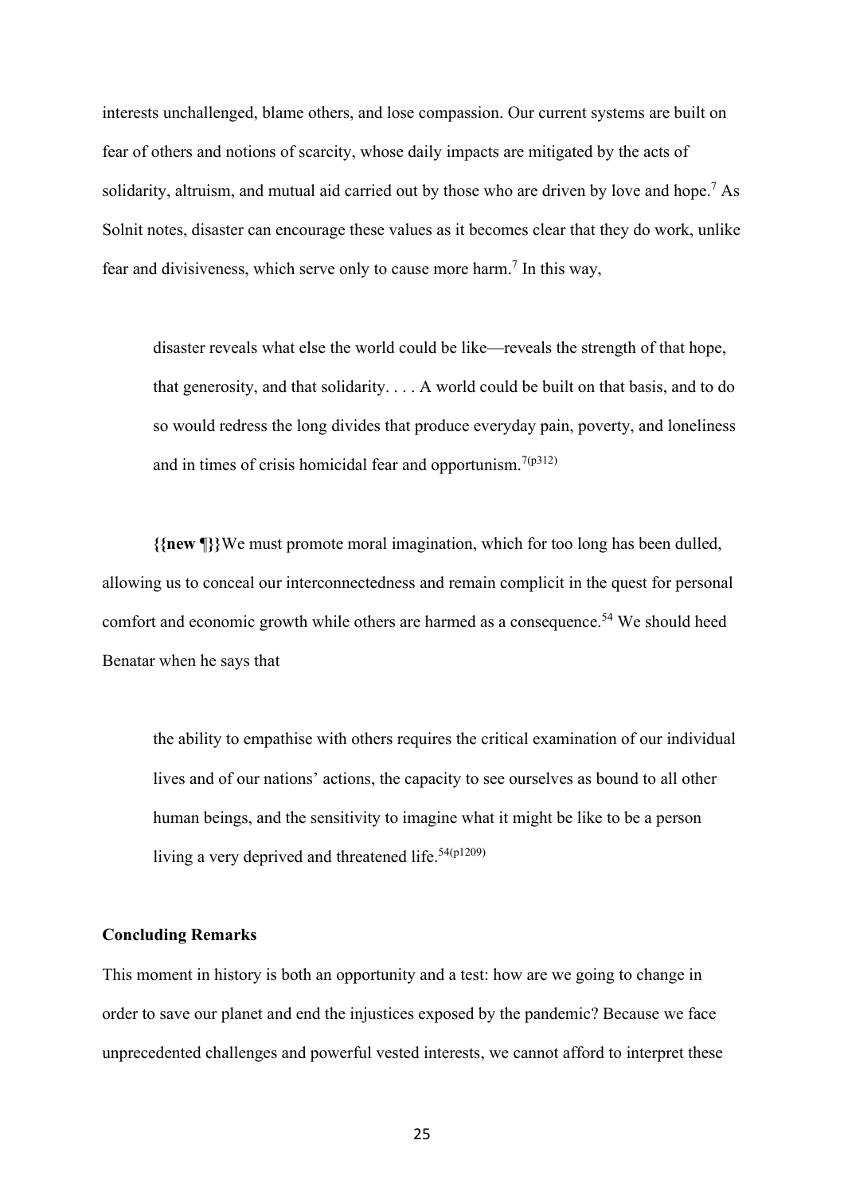interests unchallenged, blame others, and lose compassion. Our current systems are built on fear of others and notions of scarcity, whose daily impacts are mitigated by the acts of solidarity, altruism, and mutual aid carried out by those who are driven by love and hope.[7] As Solnit notes, disaster can encourage these values as it becomes clear that they do work, unlike fear and divisiveness, which serve only to cause more harm.[7] In this way,

> disaster reveals what else the world could be like—reveals the strength of that hope, that generosity, and that solidarity. . . . A world could be built on that basis, and to do so would redress the long divides that produce everyday pain, poverty, and loneliness and in times of crisis homicidal fear and opportunism.[7(p312)]

**{{new ¶}}**We must promote moral imagination, which for too long has been dulled, allowing us to conceal our interconnectedness and remain complicit in the quest for personal comfort and economic growth while others are harmed as a consequence.[54] We should heed Benatar when he says that

> the ability to empathise with others requires the critical examination of our individual lives and of our nations' actions, the capacity to see ourselves as bound to all other human beings, and the sensitivity to imagine what it might be like to be a person living a very deprived and threatened life.[54(p1209)]

**Concluding Remarks**

This moment in history is both an opportunity and a test: how are we going to change in order to save our planet and end the injustices exposed by the pandemic? Because we face unprecedented challenges and powerful vested interests, we cannot afford to interpret these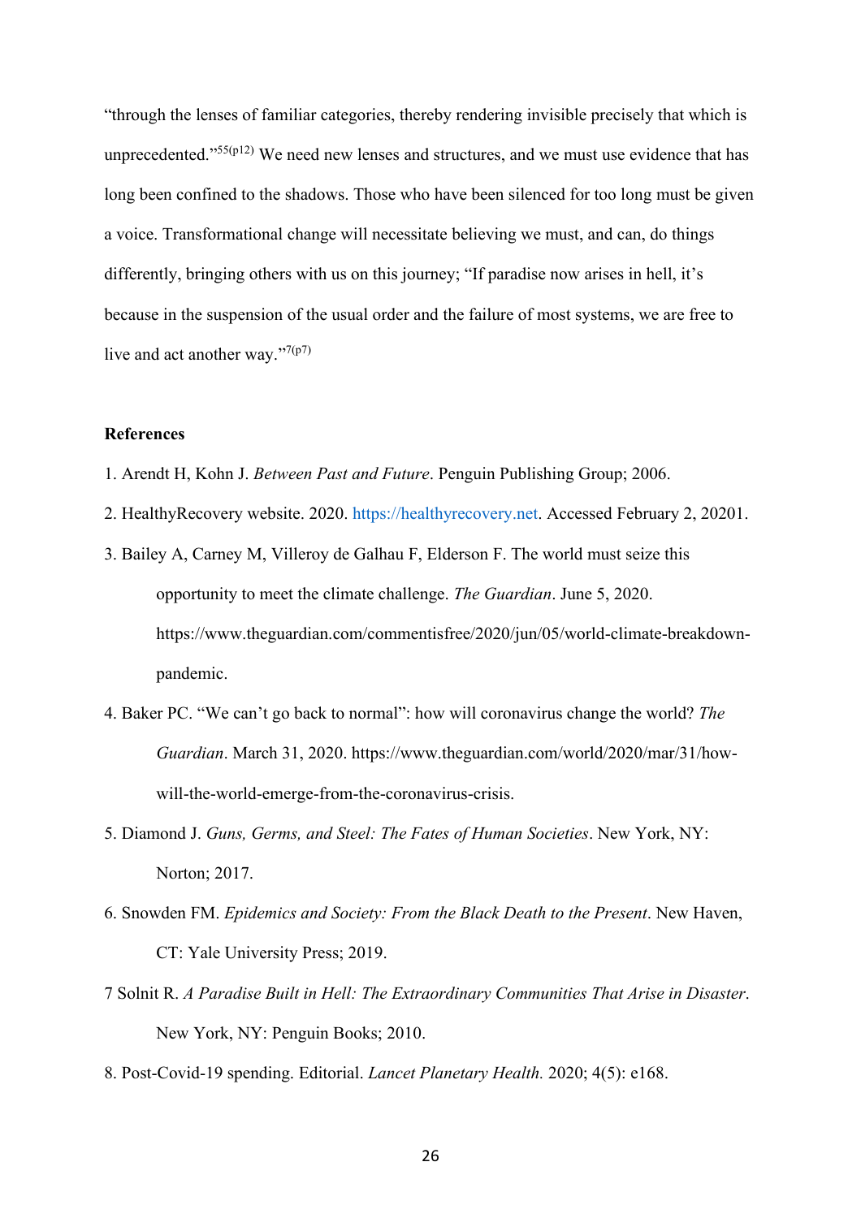"through the lenses of familiar categories, thereby rendering invisible precisely that which is unprecedented."[55(p12)] We need new lenses and structures, and we must use evidence that has long been confined to the shadows. Those who have been silenced for too long must be given a voice. Transformational change will necessitate believing we must, and can, do things differently, bringing others with us on this journey; "If paradise now arises in hell, it's because in the suspension of the usual order and the failure of most systems, we are free to live and act another way."[7(p7)]

**References**

1. Arendt H, Kohn J. *Between Past and Future*. Penguin Publishing Group; 2006.
2. HealthyRecovery website. 2020. https://healthyrecovery.net. Accessed February 2, 20201.
3. Bailey A, Carney M, Villeroy de Galhau F, Elderson F. The world must seize this opportunity to meet the climate challenge. *The Guardian*. June 5, 2020. https://www.theguardian.com/commentisfree/2020/jun/05/world-climate-breakdown-pandemic.
4. Baker PC. "We can't go back to normal": how will coronavirus change the world? *The Guardian*. March 31, 2020. https://www.theguardian.com/world/2020/mar/31/how-will-the-world-emerge-from-the-coronavirus-crisis.
5. Diamond J. *Guns, Germs, and Steel: The Fates of Human Societies*. New York, NY: Norton; 2017.
6. Snowden FM. *Epidemics and Society: From the Black Death to the Present*. New Haven, CT: Yale University Press; 2019.
7 Solnit R. *A Paradise Built in Hell: The Extraordinary Communities That Arise in Disaster*. New York, NY: Penguin Books; 2010.
8. Post-Covid-19 spending. Editorial. *Lancet Planetary Health.* 2020; 4(5): e168.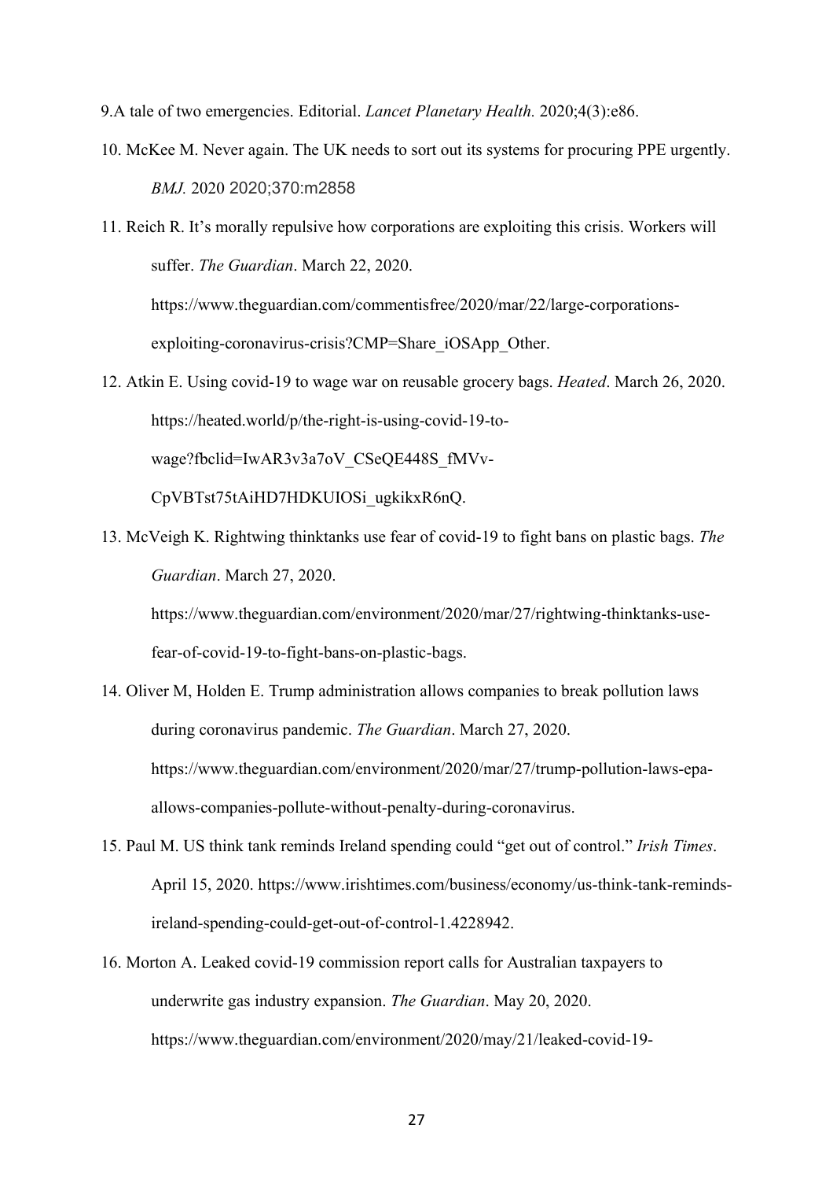9.A tale of two emergencies. Editorial. *Lancet Planetary Health.* 2020;4(3):e86.

10. McKee M. Never again. The UK needs to sort out its systems for procuring PPE urgently. *BMJ.* 2020 2020;370:m2858

11. Reich R. It's morally repulsive how corporations are exploiting this crisis. Workers will suffer. *The Guardian*. March 22, 2020. https://www.theguardian.com/commentisfree/2020/mar/22/large-corporations-exploiting-coronavirus-crisis?CMP=Share_iOSApp_Other.

12. Atkin E. Using covid-19 to wage war on reusable grocery bags. *Heated*. March 26, 2020. https://heated.world/p/the-right-is-using-covid-19-to-wage?fbclid=IwAR3v3a7oV_CSeQE448S_fMVv-CpVBTst75tAiHD7HDKUIOSi_ugkikxR6nQ.

13. McVeigh K. Rightwing thinktanks use fear of covid-19 to fight bans on plastic bags. *The Guardian*. March 27, 2020. https://www.theguardian.com/environment/2020/mar/27/rightwing-thinktanks-use-fear-of-covid-19-to-fight-bans-on-plastic-bags.

14. Oliver M, Holden E. Trump administration allows companies to break pollution laws during coronavirus pandemic. *The Guardian*. March 27, 2020. https://www.theguardian.com/environment/2020/mar/27/trump-pollution-laws-epa-allows-companies-pollute-without-penalty-during-coronavirus.

15. Paul M. US think tank reminds Ireland spending could "get out of control." *Irish Times*. April 15, 2020. https://www.irishtimes.com/business/economy/us-think-tank-reminds-ireland-spending-could-get-out-of-control-1.4228942.

16. Morton A. Leaked covid-19 commission report calls for Australian taxpayers to underwrite gas industry expansion. *The Guardian*. May 20, 2020. https://www.theguardian.com/environment/2020/may/21/leaked-covid-19-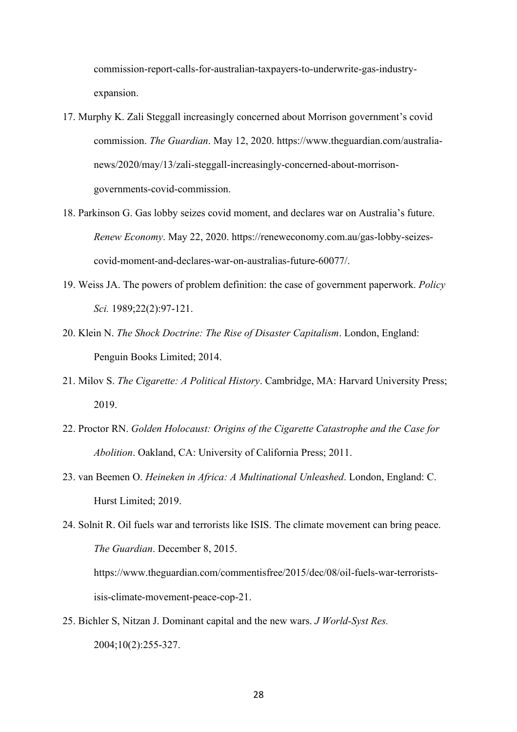commission-report-calls-for-australian-taxpayers-to-underwrite-gas-industry-expansion.

17. Murphy K. Zali Steggall increasingly concerned about Morrison government's covid commission. *The Guardian*. May 12, 2020. https://www.theguardian.com/australia-news/2020/may/13/zali-steggall-increasingly-concerned-about-morrison-governments-covid-commission.
18. Parkinson G. Gas lobby seizes covid moment, and declares war on Australia's future. *Renew Economy*. May 22, 2020. https://reneweconomy.com.au/gas-lobby-seizes-covid-moment-and-declares-war-on-australias-future-60077/.
19. Weiss JA. The powers of problem definition: the case of government paperwork. *Policy Sci.* 1989;22(2):97-121.
20. Klein N. *The Shock Doctrine: The Rise of Disaster Capitalism*. London, England: Penguin Books Limited; 2014.
21. Milov S. *The Cigarette: A Political History*. Cambridge, MA: Harvard University Press; 2019.
22. Proctor RN. *Golden Holocaust: Origins of the Cigarette Catastrophe and the Case for Abolition*. Oakland, CA: University of California Press; 2011.
23. van Beemen O. *Heineken in Africa: A Multinational Unleashed*. London, England: C. Hurst Limited; 2019.
24. Solnit R. Oil fuels war and terrorists like ISIS. The climate movement can bring peace. *The Guardian*. December 8, 2015. https://www.theguardian.com/commentisfree/2015/dec/08/oil-fuels-war-terrorists-isis-climate-movement-peace-cop-21.
25. Bichler S, Nitzan J. Dominant capital and the new wars. *J World-Syst Res.* 2004;10(2):255-327.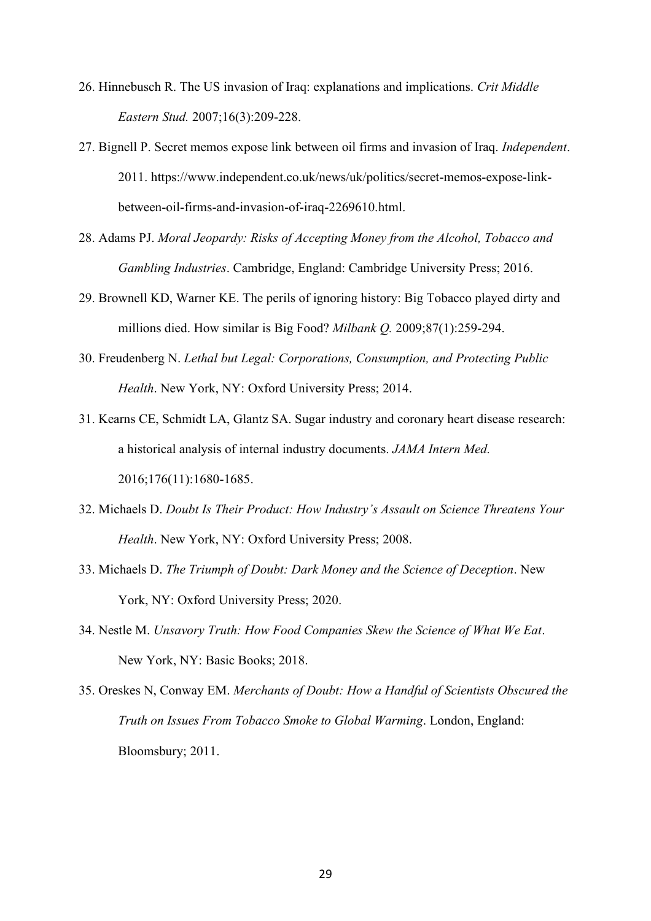26. Hinnebusch R. The US invasion of Iraq: explanations and implications. *Crit Middle Eastern Stud.* 2007;16(3):209-228.

27. Bignell P. Secret memos expose link between oil firms and invasion of Iraq. *Independent*. 2011. https://www.independent.co.uk/news/uk/politics/secret-memos-expose-link-between-oil-firms-and-invasion-of-iraq-2269610.html.

28. Adams PJ. *Moral Jeopardy: Risks of Accepting Money from the Alcohol, Tobacco and Gambling Industries*. Cambridge, England: Cambridge University Press; 2016.

29. Brownell KD, Warner KE. The perils of ignoring history: Big Tobacco played dirty and millions died. How similar is Big Food? *Milbank Q.* 2009;87(1):259-294.

30. Freudenberg N. *Lethal but Legal: Corporations, Consumption, and Protecting Public Health*. New York, NY: Oxford University Press; 2014.

31. Kearns CE, Schmidt LA, Glantz SA. Sugar industry and coronary heart disease research: a historical analysis of internal industry documents. *JAMA Intern Med.* 2016;176(11):1680-1685.

32. Michaels D. *Doubt Is Their Product: How Industry's Assault on Science Threatens Your Health*. New York, NY: Oxford University Press; 2008.

33. Michaels D. *The Triumph of Doubt: Dark Money and the Science of Deception*. New York, NY: Oxford University Press; 2020.

34. Nestle M. *Unsavory Truth: How Food Companies Skew the Science of What We Eat*. New York, NY: Basic Books; 2018.

35. Oreskes N, Conway EM. *Merchants of Doubt: How a Handful of Scientists Obscured the Truth on Issues From Tobacco Smoke to Global Warming*. London, England: Bloomsbury; 2011.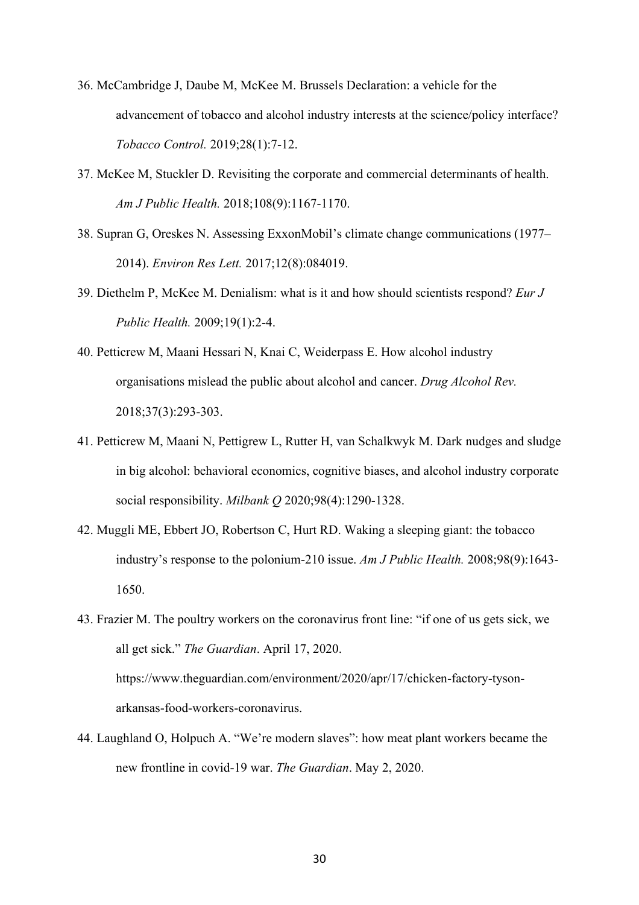36. McCambridge J, Daube M, McKee M. Brussels Declaration: a vehicle for the advancement of tobacco and alcohol industry interests at the science/policy interface? *Tobacco Control.* 2019;28(1):7-12.

37. McKee M, Stuckler D. Revisiting the corporate and commercial determinants of health. *Am J Public Health.* 2018;108(9):1167-1170.

38. Supran G, Oreskes N. Assessing ExxonMobil's climate change communications (1977–2014). *Environ Res Lett.* 2017;12(8):084019.

39. Diethelm P, McKee M. Denialism: what is it and how should scientists respond? *Eur J Public Health.* 2009;19(1):2-4.

40. Petticrew M, Maani Hessari N, Knai C, Weiderpass E. How alcohol industry organisations mislead the public about alcohol and cancer. *Drug Alcohol Rev.* 2018;37(3):293-303.

41. Petticrew M, Maani N, Pettigrew L, Rutter H, van Schalkwyk M. Dark nudges and sludge in big alcohol: behavioral economics, cognitive biases, and alcohol industry corporate social responsibility. *Milbank Q* 2020;98(4):1290-1328.

42. Muggli ME, Ebbert JO, Robertson C, Hurt RD. Waking a sleeping giant: the tobacco industry's response to the polonium-210 issue. *Am J Public Health.* 2008;98(9):1643-1650.

43. Frazier M. The poultry workers on the coronavirus front line: "if one of us gets sick, we all get sick." *The Guardian*. April 17, 2020. https://www.theguardian.com/environment/2020/apr/17/chicken-factory-tyson-arkansas-food-workers-coronavirus.

44. Laughland O, Holpuch A. "We're modern slaves": how meat plant workers became the new frontline in covid-19 war. *The Guardian*. May 2, 2020.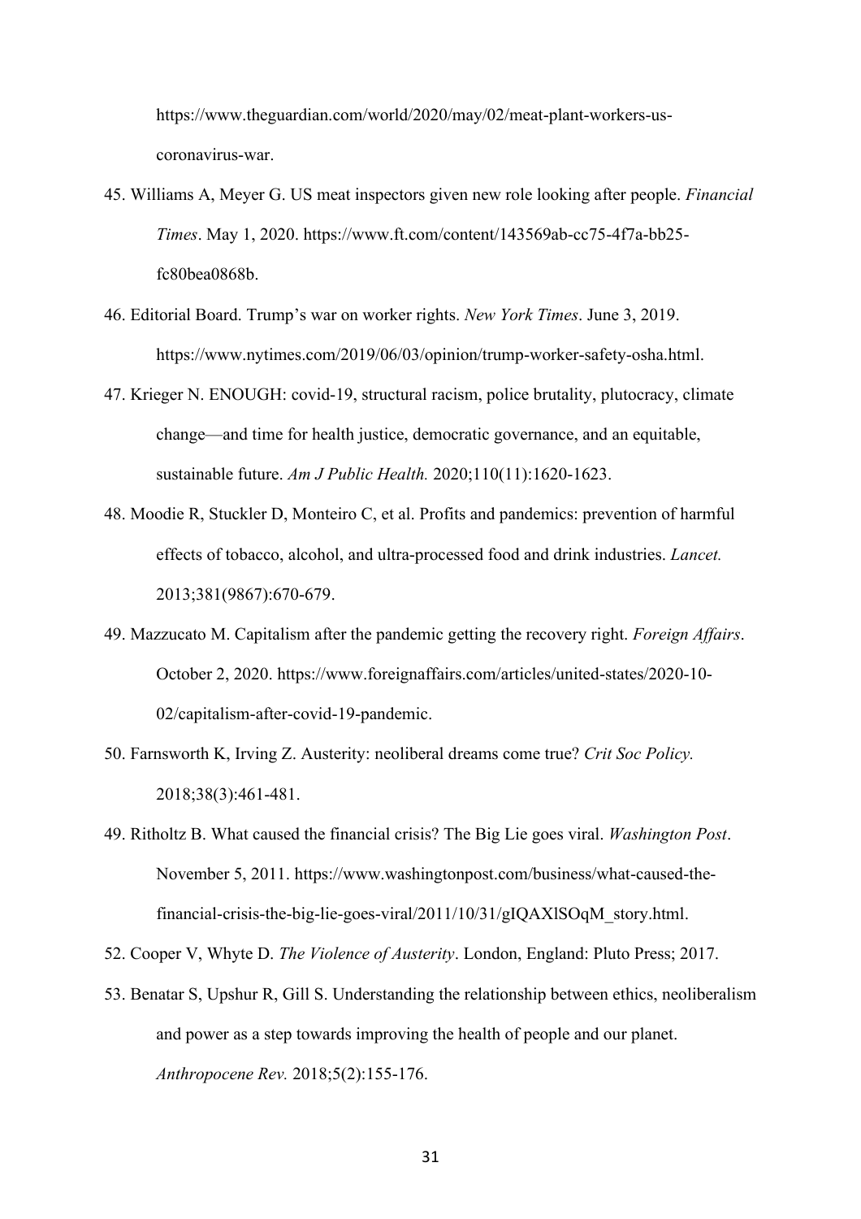https://www.theguardian.com/world/2020/may/02/meat-plant-workers-us-coronavirus-war.

45. Williams A, Meyer G. US meat inspectors given new role looking after people. *Financial Times*. May 1, 2020. https://www.ft.com/content/143569ab-cc75-4f7a-bb25-fc80bea0868b.
46. Editorial Board. Trump's war on worker rights. *New York Times*. June 3, 2019. https://www.nytimes.com/2019/06/03/opinion/trump-worker-safety-osha.html.
47. Krieger N. ENOUGH: covid-19, structural racism, police brutality, plutocracy, climate change—and time for health justice, democratic governance, and an equitable, sustainable future. *Am J Public Health.* 2020;110(11):1620-1623.
48. Moodie R, Stuckler D, Monteiro C, et al. Profits and pandemics: prevention of harmful effects of tobacco, alcohol, and ultra-processed food and drink industries. *Lancet.* 2013;381(9867):670-679.
49. Mazzucato M. Capitalism after the pandemic getting the recovery right. *Foreign Affairs*. October 2, 2020. https://www.foreignaffairs.com/articles/united-states/2020-10-02/capitalism-after-covid-19-pandemic.
50. Farnsworth K, Irving Z. Austerity: neoliberal dreams come true? *Crit Soc Policy.* 2018;38(3):461-481.

49. Ritholtz B. What caused the financial crisis? The Big Lie goes viral. *Washington Post*. November 5, 2011. https://www.washingtonpost.com/business/what-caused-the-financial-crisis-the-big-lie-goes-viral/2011/10/31/gIQAXlSOqM_story.html.

52. Cooper V, Whyte D. *The Violence of Austerity*. London, England: Pluto Press; 2017.
53. Benatar S, Upshur R, Gill S. Understanding the relationship between ethics, neoliberalism and power as a step towards improving the health of people and our planet. *Anthropocene Rev.* 2018;5(2):155-176.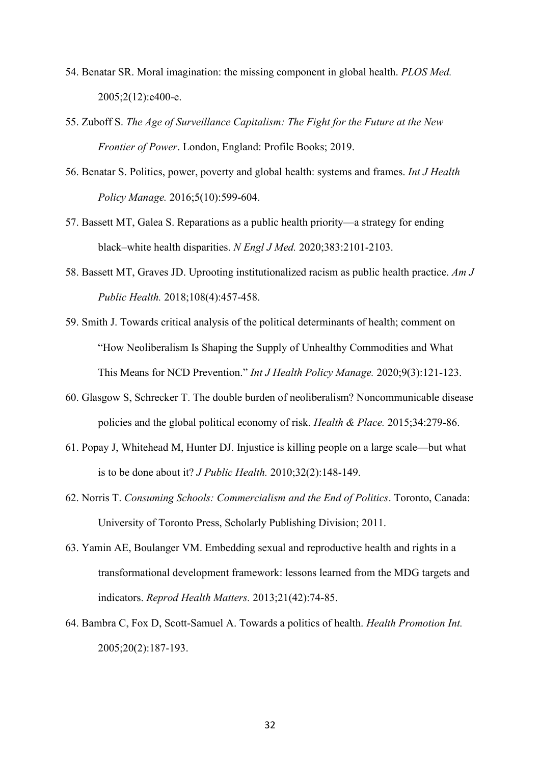54. Benatar SR. Moral imagination: the missing component in global health. *PLOS Med.* 2005;2(12):e400-e.

55. Zuboff S. *The Age of Surveillance Capitalism: The Fight for the Future at the New Frontier of Power*. London, England: Profile Books; 2019.

56. Benatar S. Politics, power, poverty and global health: systems and frames. *Int J Health Policy Manage.* 2016;5(10):599-604.

57. Bassett MT, Galea S. Reparations as a public health priority—a strategy for ending black–white health disparities. *N Engl J Med.* 2020;383:2101-2103.

58. Bassett MT, Graves JD. Uprooting institutionalized racism as public health practice. *Am J Public Health.* 2018;108(4):457-458.

59. Smith J. Towards critical analysis of the political determinants of health; comment on "How Neoliberalism Is Shaping the Supply of Unhealthy Commodities and What This Means for NCD Prevention." *Int J Health Policy Manage.* 2020;9(3):121-123.

60. Glasgow S, Schrecker T. The double burden of neoliberalism? Noncommunicable disease policies and the global political economy of risk. *Health & Place.* 2015;34:279-86.

61. Popay J, Whitehead M, Hunter DJ. Injustice is killing people on a large scale—but what is to be done about it? *J Public Health.* 2010;32(2):148-149.

62. Norris T. *Consuming Schools: Commercialism and the End of Politics*. Toronto, Canada: University of Toronto Press, Scholarly Publishing Division; 2011.

63. Yamin AE, Boulanger VM. Embedding sexual and reproductive health and rights in a transformational development framework: lessons learned from the MDG targets and indicators. *Reprod Health Matters.* 2013;21(42):74-85.

64. Bambra C, Fox D, Scott-Samuel A. Towards a politics of health. *Health Promotion Int.* 2005;20(2):187-193.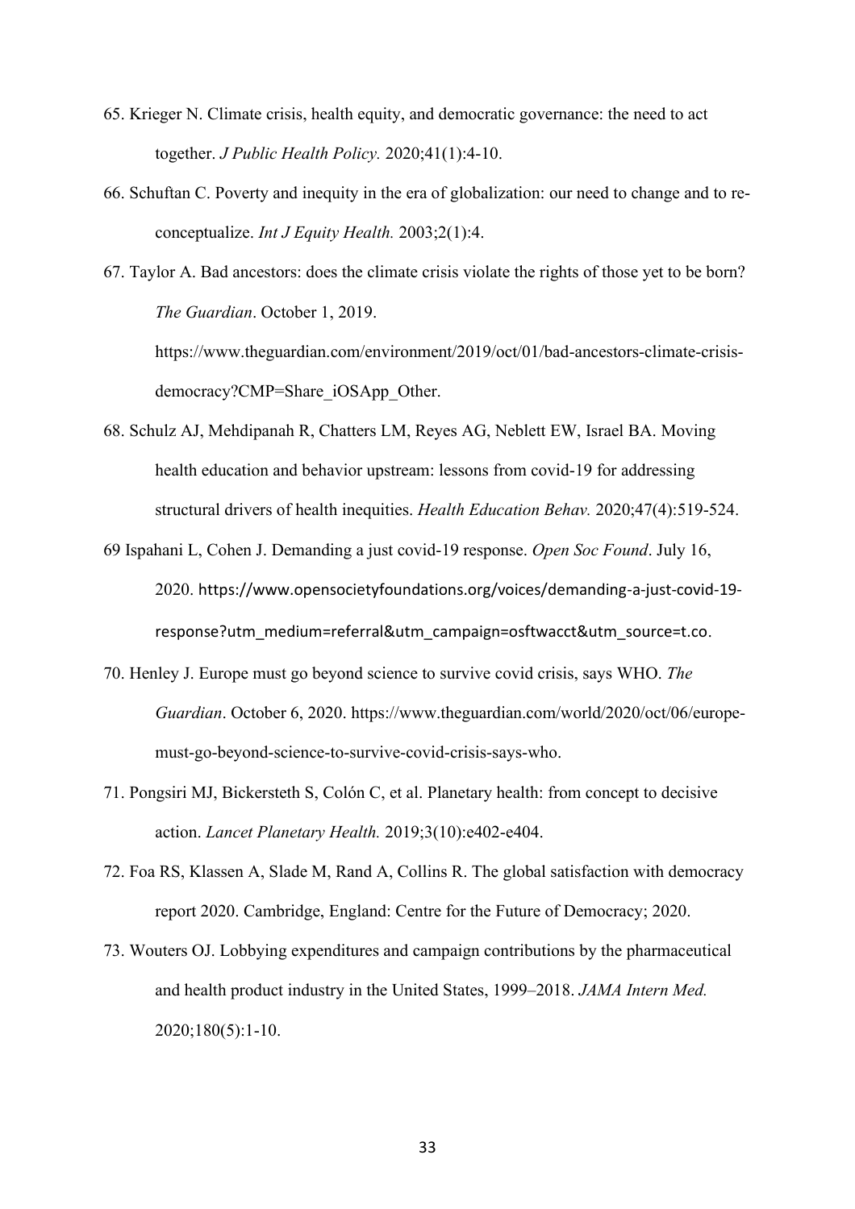65. Krieger N. Climate crisis, health equity, and democratic governance: the need to act together. *J Public Health Policy.* 2020;41(1):4-10.

66. Schuftan C. Poverty and inequity in the era of globalization: our need to change and to re-conceptualize. *Int J Equity Health.* 2003;2(1):4.

67. Taylor A. Bad ancestors: does the climate crisis violate the rights of those yet to be born? *The Guardian*. October 1, 2019. https://www.theguardian.com/environment/2019/oct/01/bad-ancestors-climate-crisis-democracy?CMP=Share_iOSApp_Other.

68. Schulz AJ, Mehdipanah R, Chatters LM, Reyes AG, Neblett EW, Israel BA. Moving health education and behavior upstream: lessons from covid-19 for addressing structural drivers of health inequities. *Health Education Behav.* 2020;47(4):519-524.

69 Ispahani L, Cohen J. Demanding a just covid-19 response. *Open Soc Found*. July 16, 2020. https://www.opensocietyfoundations.org/voices/demanding-a-just-covid-19-response?utm_medium=referral&utm_campaign=osftwacct&utm_source=t.co.

70. Henley J. Europe must go beyond science to survive covid crisis, says WHO. *The Guardian*. October 6, 2020. https://www.theguardian.com/world/2020/oct/06/europe-must-go-beyond-science-to-survive-covid-crisis-says-who.

71. Pongsiri MJ, Bickersteth S, Colón C, et al. Planetary health: from concept to decisive action. *Lancet Planetary Health.* 2019;3(10):e402-e404.

72. Foa RS, Klassen A, Slade M, Rand A, Collins R. The global satisfaction with democracy report 2020. Cambridge, England: Centre for the Future of Democracy; 2020.

73. Wouters OJ. Lobbying expenditures and campaign contributions by the pharmaceutical and health product industry in the United States, 1999–2018. *JAMA Intern Med.* 2020;180(5):1-10.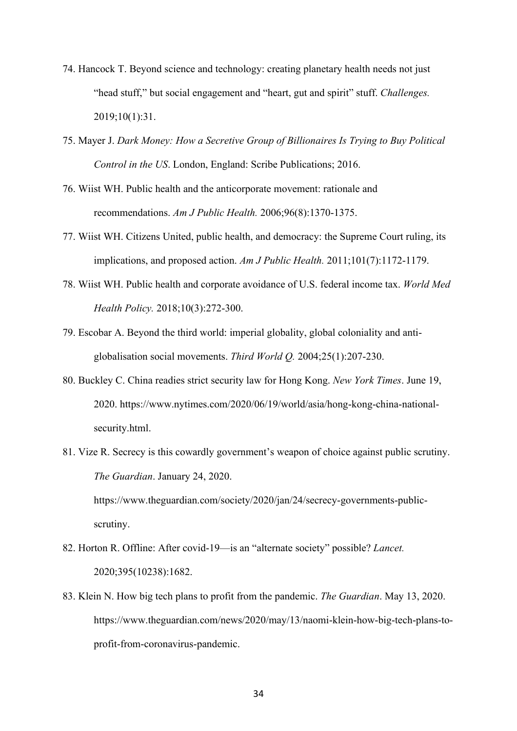74. Hancock T. Beyond science and technology: creating planetary health needs not just "head stuff," but social engagement and "heart, gut and spirit" stuff. *Challenges.* 2019;10(1):31.

75. Mayer J. *Dark Money: How a Secretive Group of Billionaires Is Trying to Buy Political Control in the US*. London, England: Scribe Publications; 2016.

76. Wiist WH. Public health and the anticorporate movement: rationale and recommendations. *Am J Public Health.* 2006;96(8):1370-1375.

77. Wiist WH. Citizens United, public health, and democracy: the Supreme Court ruling, its implications, and proposed action. *Am J Public Health.* 2011;101(7):1172-1179.

78. Wiist WH. Public health and corporate avoidance of U.S. federal income tax. *World Med Health Policy.* 2018;10(3):272-300.

79. Escobar A. Beyond the third world: imperial globality, global coloniality and anti-globalisation social movements. *Third World Q.* 2004;25(1):207-230.

80. Buckley C. China readies strict security law for Hong Kong. *New York Times*. June 19, 2020. https://www.nytimes.com/2020/06/19/world/asia/hong-kong-china-national-security.html.

81. Vize R. Secrecy is this cowardly government's weapon of choice against public scrutiny. *The Guardian*. January 24, 2020. https://www.theguardian.com/society/2020/jan/24/secrecy-governments-public-scrutiny.

82. Horton R. Offline: After covid-19—is an "alternate society" possible? *Lancet.* 2020;395(10238):1682.

83. Klein N. How big tech plans to profit from the pandemic. *The Guardian*. May 13, 2020. https://www.theguardian.com/news/2020/may/13/naomi-klein-how-big-tech-plans-to-profit-from-coronavirus-pandemic.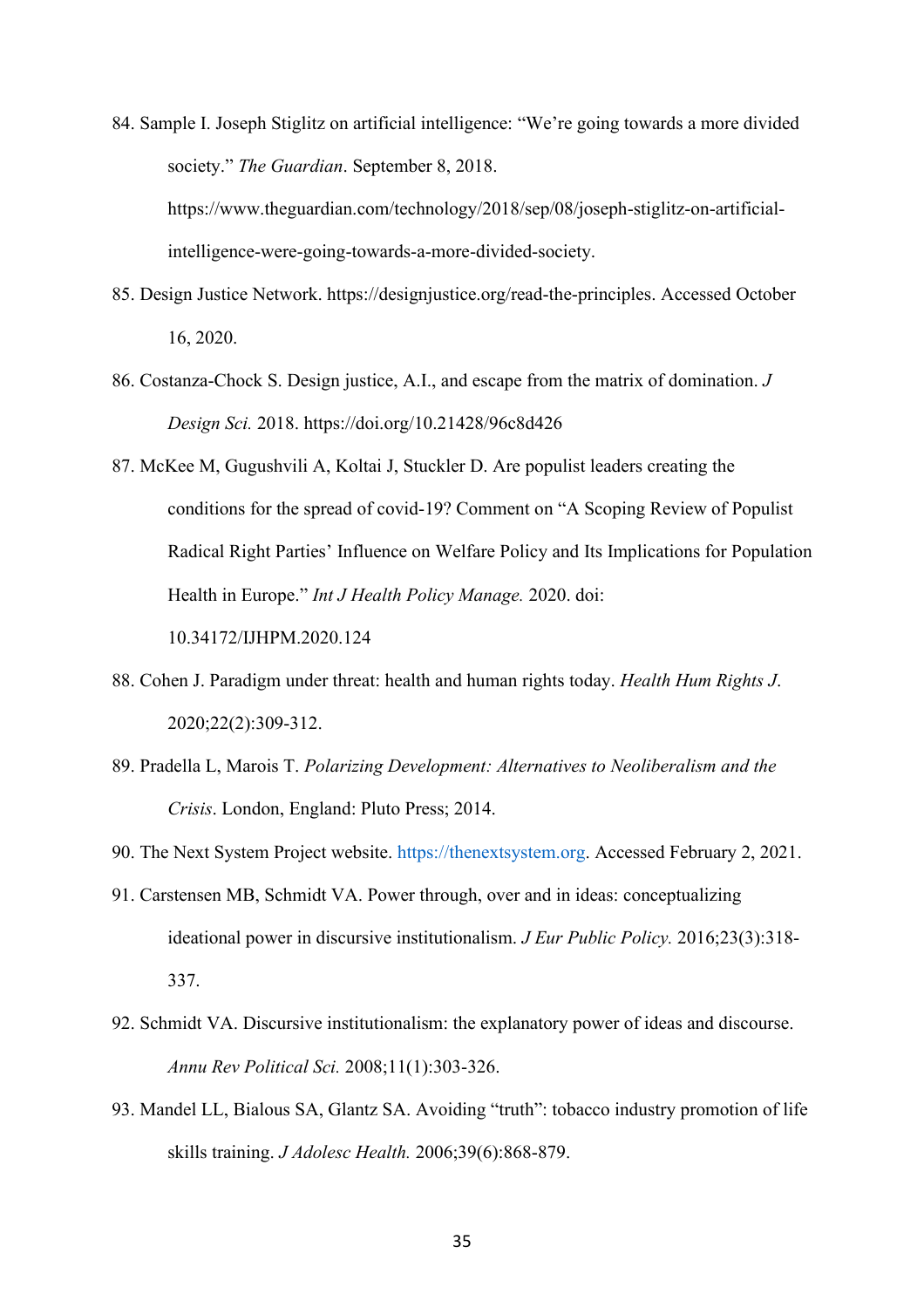84. Sample I. Joseph Stiglitz on artificial intelligence: “We’re going towards a more divided society.” *The Guardian*. September 8, 2018. https://www.theguardian.com/technology/2018/sep/08/joseph-stiglitz-on-artificial-intelligence-were-going-towards-a-more-divided-society.

85. Design Justice Network. https://designjustice.org/read-the-principles. Accessed October 16, 2020.

86. Costanza-Chock S. Design justice, A.I., and escape from the matrix of domination. *J Design Sci.* 2018. https://doi.org/10.21428/96c8d426

87. McKee M, Gugushvili A, Koltai J, Stuckler D. Are populist leaders creating the conditions for the spread of covid-19? Comment on “A Scoping Review of Populist Radical Right Parties’ Influence on Welfare Policy and Its Implications for Population Health in Europe.” *Int J Health Policy Manage.* 2020. doi: 10.34172/IJHPM.2020.124

88. Cohen J. Paradigm under threat: health and human rights today. *Health Hum Rights J*. 2020;22(2):309-312.

89. Pradella L, Marois T. *Polarizing Development: Alternatives to Neoliberalism and the Crisis*. London, England: Pluto Press; 2014.

90. The Next System Project website. https://thenextsystem.org. Accessed February 2, 2021.

91. Carstensen MB, Schmidt VA. Power through, over and in ideas: conceptualizing ideational power in discursive institutionalism. *J Eur Public Policy.* 2016;23(3):318-337.

92. Schmidt VA. Discursive institutionalism: the explanatory power of ideas and discourse. *Annu Rev Political Sci.* 2008;11(1):303-326.

93. Mandel LL, Bialous SA, Glantz SA. Avoiding “truth”: tobacco industry promotion of life skills training. *J Adolesc Health.* 2006;39(6):868-879.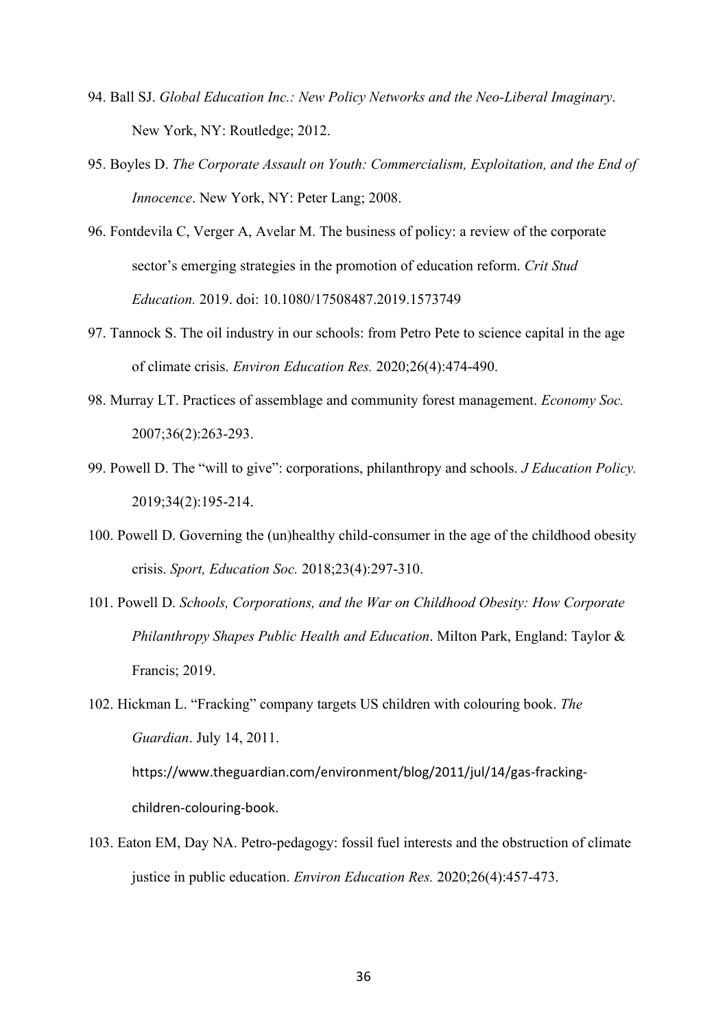94. Ball SJ. *Global Education Inc.: New Policy Networks and the Neo-Liberal Imaginary*. New York, NY: Routledge; 2012.

95. Boyles D. *The Corporate Assault on Youth: Commercialism, Exploitation, and the End of Innocence*. New York, NY: Peter Lang; 2008.

96. Fontdevila C, Verger A, Avelar M. The business of policy: a review of the corporate sector's emerging strategies in the promotion of education reform. *Crit Stud Education.* 2019. doi: 10.1080/17508487.2019.1573749

97. Tannock S. The oil industry in our schools: from Petro Pete to science capital in the age of climate crisis. *Environ Education Res.* 2020;26(4):474-490.

98. Murray LT. Practices of assemblage and community forest management. *Economy Soc.* 2007;36(2):263-293.

99. Powell D. The "will to give": corporations, philanthropy and schools. *J Education Policy.* 2019;34(2):195-214.

100. Powell D. Governing the (un)healthy child-consumer in the age of the childhood obesity crisis. *Sport, Education Soc.* 2018;23(4):297-310.

101. Powell D. *Schools, Corporations, and the War on Childhood Obesity: How Corporate Philanthropy Shapes Public Health and Education*. Milton Park, England: Taylor & Francis; 2019.

102. Hickman L. "Fracking" company targets US children with colouring book. *The Guardian*. July 14, 2011. https://www.theguardian.com/environment/blog/2011/jul/14/gas-fracking-children-colouring-book.

103. Eaton EM, Day NA. Petro-pedagogy: fossil fuel interests and the obstruction of climate justice in public education. *Environ Education Res.* 2020;26(4):457-473.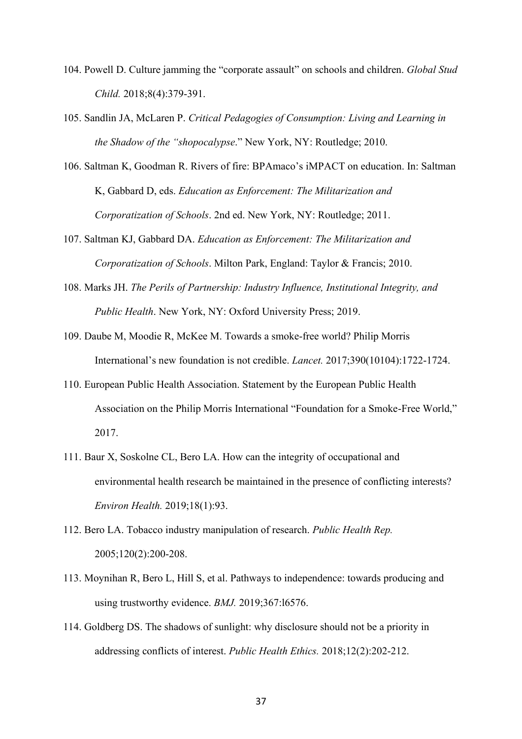104. Powell D. Culture jamming the "corporate assault" on schools and children. *Global Stud Child.* 2018;8(4):379-391.

105. Sandlin JA, McLaren P. *Critical Pedagogies of Consumption: Living and Learning in the Shadow of the "shopocalypse*." New York, NY: Routledge; 2010.

106. Saltman K, Goodman R. Rivers of fire: BPAmaco's iMPACT on education. In: Saltman K, Gabbard D, eds. *Education as Enforcement: The Militarization and Corporatization of Schools*. 2nd ed. New York, NY: Routledge; 2011.

107. Saltman KJ, Gabbard DA. *Education as Enforcement: The Militarization and Corporatization of Schools*. Milton Park, England: Taylor & Francis; 2010.

108. Marks JH. *The Perils of Partnership: Industry Influence, Institutional Integrity, and Public Health*. New York, NY: Oxford University Press; 2019.

109. Daube M, Moodie R, McKee M. Towards a smoke-free world? Philip Morris International's new foundation is not credible. *Lancet.* 2017;390(10104):1722-1724.

110. European Public Health Association. Statement by the European Public Health Association on the Philip Morris International "Foundation for a Smoke-Free World," 2017.

111. Baur X, Soskolne CL, Bero LA. How can the integrity of occupational and environmental health research be maintained in the presence of conflicting interests? *Environ Health.* 2019;18(1):93.

112. Bero LA. Tobacco industry manipulation of research. *Public Health Rep.* 2005;120(2):200-208.

113. Moynihan R, Bero L, Hill S, et al. Pathways to independence: towards producing and using trustworthy evidence. *BMJ.* 2019;367:l6576.

114. Goldberg DS. The shadows of sunlight: why disclosure should not be a priority in addressing conflicts of interest. *Public Health Ethics.* 2018;12(2):202-212.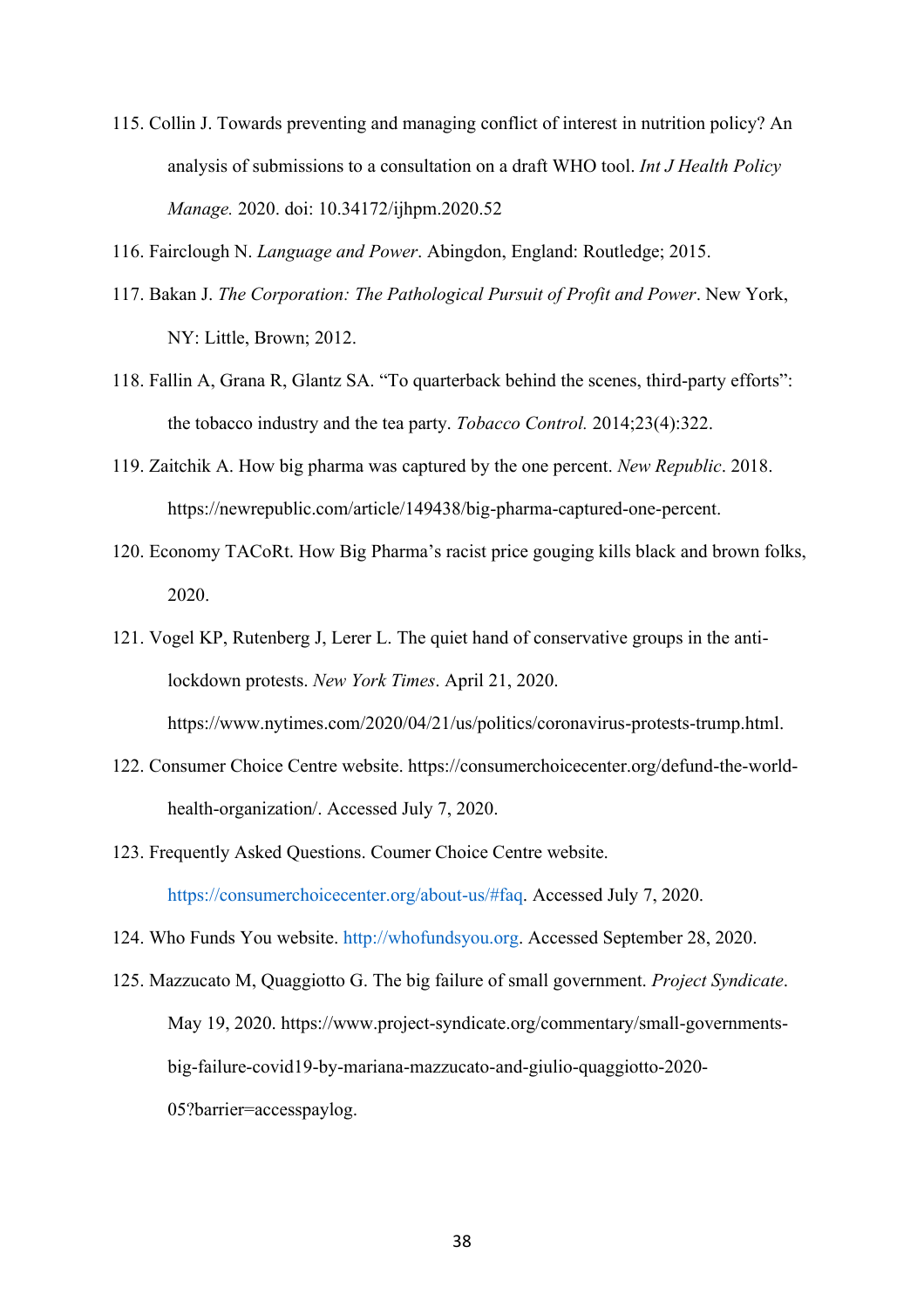115. Collin J. Towards preventing and managing conflict of interest in nutrition policy? An analysis of submissions to a consultation on a draft WHO tool. *Int J Health Policy Manage.* 2020. doi: 10.34172/ijhpm.2020.52

116. Fairclough N. *Language and Power*. Abingdon, England: Routledge; 2015.

117. Bakan J. *The Corporation: The Pathological Pursuit of Profit and Power*. New York, NY: Little, Brown; 2012.

118. Fallin A, Grana R, Glantz SA. "To quarterback behind the scenes, third-party efforts": the tobacco industry and the tea party. *Tobacco Control.* 2014;23(4):322.

119. Zaitchik A. How big pharma was captured by the one percent. *New Republic*. 2018. https://newrepublic.com/article/149438/big-pharma-captured-one-percent.

120. Economy TACoRt. How Big Pharma's racist price gouging kills black and brown folks, 2020.

121. Vogel KP, Rutenberg J, Lerer L. The quiet hand of conservative groups in the anti-lockdown protests. *New York Times*. April 21, 2020. https://www.nytimes.com/2020/04/21/us/politics/coronavirus-protests-trump.html.

122. Consumer Choice Centre website. https://consumerchoicecenter.org/defund-the-world-health-organization/. Accessed July 7, 2020.

123. Frequently Asked Questions. Coumer Choice Centre website. https://consumerchoicecenter.org/about-us/#faq. Accessed July 7, 2020.

124. Who Funds You website. http://whofundsyou.org. Accessed September 28, 2020.

125. Mazzucato M, Quaggiotto G. The big failure of small government. *Project Syndicate*. May 19, 2020. https://www.project-syndicate.org/commentary/small-governments-big-failure-covid19-by-mariana-mazzucato-and-giulio-quaggiotto-2020-05?barrier=accesspaylog.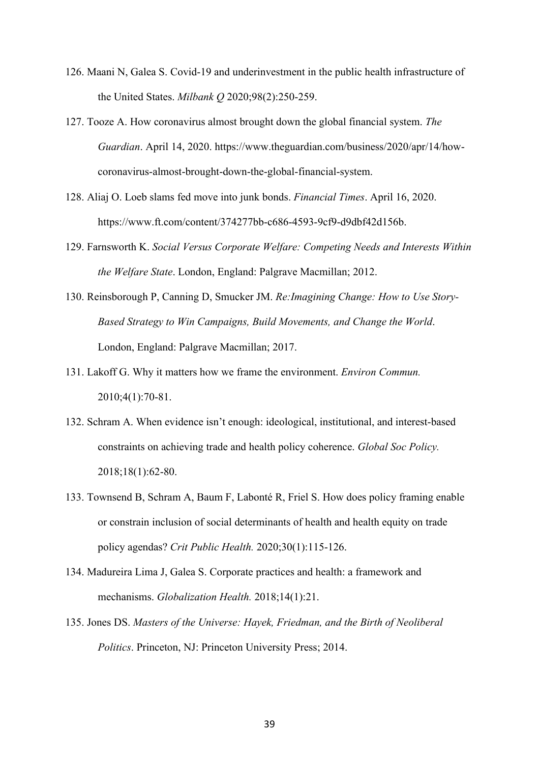126. Maani N, Galea S. Covid-19 and underinvestment in the public health infrastructure of the United States. *Milbank Q* 2020;98(2):250-259.

127. Tooze A. How coronavirus almost brought down the global financial system. *The Guardian*. April 14, 2020. https://www.theguardian.com/business/2020/apr/14/how-coronavirus-almost-brought-down-the-global-financial-system.

128. Aliaj O. Loeb slams fed move into junk bonds. *Financial Times*. April 16, 2020. https://www.ft.com/content/374277bb-c686-4593-9cf9-d9dbf42d156b.

129. Farnsworth K. *Social Versus Corporate Welfare: Competing Needs and Interests Within the Welfare State*. London, England: Palgrave Macmillan; 2012.

130. Reinsborough P, Canning D, Smucker JM. *Re:Imagining Change: How to Use Story-Based Strategy to Win Campaigns, Build Movements, and Change the World*. London, England: Palgrave Macmillan; 2017.

131. Lakoff G. Why it matters how we frame the environment. *Environ Commun.* 2010;4(1):70-81.

132. Schram A. When evidence isn't enough: ideological, institutional, and interest-based constraints on achieving trade and health policy coherence. *Global Soc Policy.* 2018;18(1):62-80.

133. Townsend B, Schram A, Baum F, Labonté R, Friel S. How does policy framing enable or constrain inclusion of social determinants of health and health equity on trade policy agendas? *Crit Public Health.* 2020;30(1):115-126.

134. Madureira Lima J, Galea S. Corporate practices and health: a framework and mechanisms. *Globalization Health.* 2018;14(1):21.

135. Jones DS. *Masters of the Universe: Hayek, Friedman, and the Birth of Neoliberal Politics*. Princeton, NJ: Princeton University Press; 2014.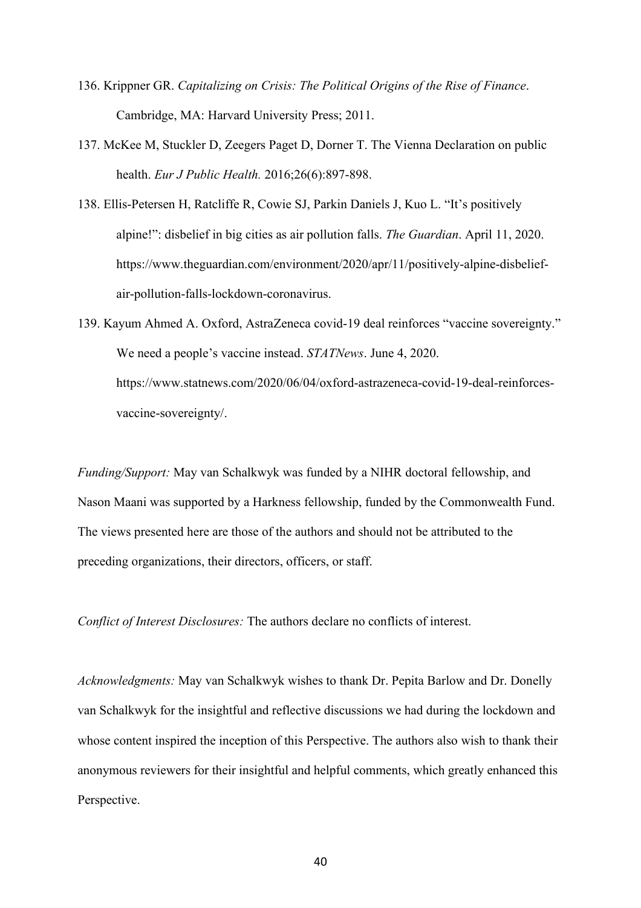136. Krippner GR. *Capitalizing on Crisis: The Political Origins of the Rise of Finance*. Cambridge, MA: Harvard University Press; 2011.

137. McKee M, Stuckler D, Zeegers Paget D, Dorner T. The Vienna Declaration on public health. *Eur J Public Health.* 2016;26(6):897-898.

138. Ellis-Petersen H, Ratcliffe R, Cowie SJ, Parkin Daniels J, Kuo L. "It's positively alpine!": disbelief in big cities as air pollution falls. *The Guardian*. April 11, 2020. https://www.theguardian.com/environment/2020/apr/11/positively-alpine-disbelief-air-pollution-falls-lockdown-coronavirus.

139. Kayum Ahmed A. Oxford, AstraZeneca covid-19 deal reinforces "vaccine sovereignty." We need a people's vaccine instead. *STATNews*. June 4, 2020. https://www.statnews.com/2020/06/04/oxford-astrazeneca-covid-19-deal-reinforces-vaccine-sovereignty/.

*Funding/Support:* May van Schalkwyk was funded by a NIHR doctoral fellowship, and Nason Maani was supported by a Harkness fellowship, funded by the Commonwealth Fund. The views presented here are those of the authors and should not be attributed to the preceding organizations, their directors, officers, or staff.

*Conflict of Interest Disclosures:* The authors declare no conflicts of interest.

*Acknowledgments:* May van Schalkwyk wishes to thank Dr. Pepita Barlow and Dr. Donelly van Schalkwyk for the insightful and reflective discussions we had during the lockdown and whose content inspired the inception of this Perspective. The authors also wish to thank their anonymous reviewers for their insightful and helpful comments, which greatly enhanced this Perspective.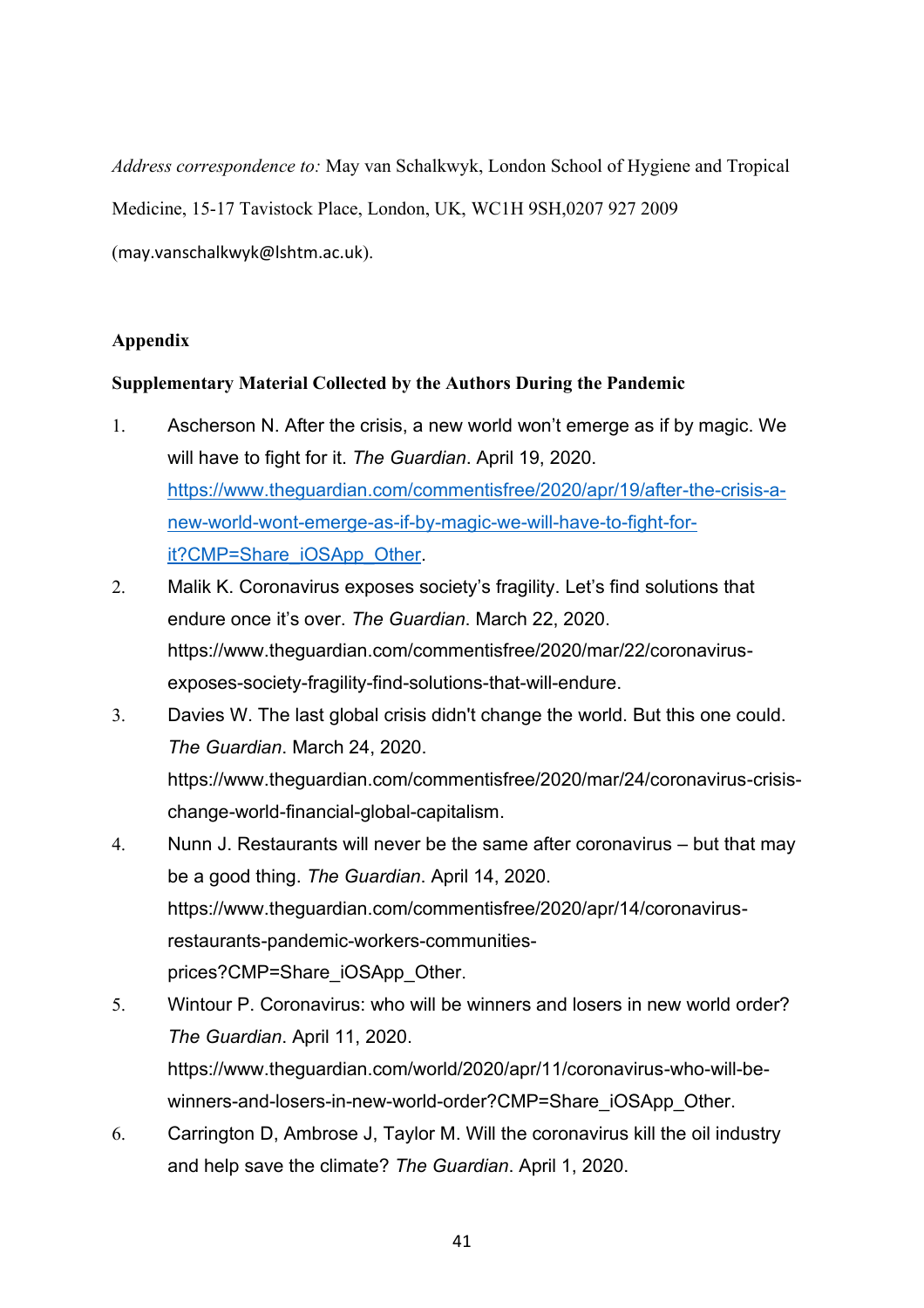*Address correspondence to:* May van Schalkwyk, London School of Hygiene and Tropical Medicine, 15-17 Tavistock Place, London, UK, WC1H 9SH,0207 927 2009 (may.vanschalkwyk@lshtm.ac.uk).

**Appendix**

**Supplementary Material Collected by the Authors During the Pandemic**

1. Ascherson N. After the crisis, a new world won't emerge as if by magic. We will have to fight for it. *The Guardian*. April 19, 2020. https://www.theguardian.com/commentisfree/2020/apr/19/after-the-crisis-a-new-world-wont-emerge-as-if-by-magic-we-will-have-to-fight-for-it?CMP=Share_iOSApp_Other.
2. Malik K. Coronavirus exposes society's fragility. Let's find solutions that endure once it's over. *The Guardian*. March 22, 2020. https://www.theguardian.com/commentisfree/2020/mar/22/coronavirus-exposes-society-fragility-find-solutions-that-will-endure.
3. Davies W. The last global crisis didn't change the world. But this one could. *The Guardian*. March 24, 2020. https://www.theguardian.com/commentisfree/2020/mar/24/coronavirus-crisis-change-world-financial-global-capitalism.
4. Nunn J. Restaurants will never be the same after coronavirus – but that may be a good thing. *The Guardian*. April 14, 2020. https://www.theguardian.com/commentisfree/2020/apr/14/coronavirus-restaurants-pandemic-workers-communities-prices?CMP=Share_iOSApp_Other.
5. Wintour P. Coronavirus: who will be winners and losers in new world order? *The Guardian*. April 11, 2020. https://www.theguardian.com/world/2020/apr/11/coronavirus-who-will-be-winners-and-losers-in-new-world-order?CMP=Share_iOSApp_Other.
6. Carrington D, Ambrose J, Taylor M. Will the coronavirus kill the oil industry and help save the climate? *The Guardian*. April 1, 2020.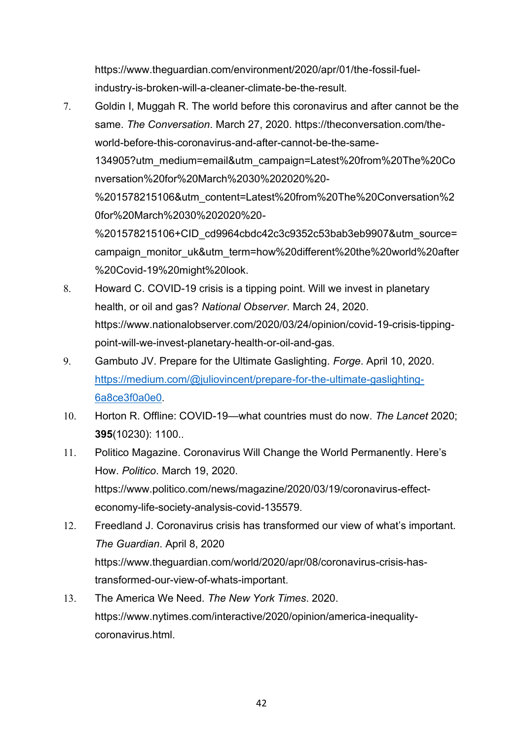https://www.theguardian.com/environment/2020/apr/01/the-fossil-fuel-industry-is-broken-will-a-cleaner-climate-be-the-result.

7. Goldin I, Muggah R. The world before this coronavirus and after cannot be the same. *The Conversation*. March 27, 2020. https://theconversation.com/the-world-before-this-coronavirus-and-after-cannot-be-the-same-134905?utm_medium=email&utm_campaign=Latest%20from%20The%20Conversation%20for%20March%2030%202020%20-%201578215106&utm_content=Latest%20from%20The%20Conversation%20for%20March%2030%202020%20-%201578215106+CID_cd9964cbdc42c3c9352c53bab3eb9907&utm_source=campaign_monitor_uk&utm_term=how%20different%20the%20world%20after%20Covid-19%20might%20look.
8. Howard C. COVID-19 crisis is a tipping point. Will we invest in planetary health, or oil and gas? *National Observer*. March 24, 2020. https://www.nationalobserver.com/2020/03/24/opinion/covid-19-crisis-tipping-point-will-we-invest-planetary-health-or-oil-and-gas.
9. Gambuto JV. Prepare for the Ultimate Gaslighting. *Forge*. April 10, 2020. https://medium.com/@juliovincent/prepare-for-the-ultimate-gaslighting-6a8ce3f0a0e0.
10. Horton R. Offline: COVID-19—what countries must do now. *The Lancet* 2020; **395**(10230): 1100..
11. Politico Magazine. Coronavirus Will Change the World Permanently. Here's How. *Politico*. March 19, 2020. https://www.politico.com/news/magazine/2020/03/19/coronavirus-effect-economy-life-society-analysis-covid-135579.
12. Freedland J. Coronavirus crisis has transformed our view of what's important. *The Guardian*. April 8, 2020 https://www.theguardian.com/world/2020/apr/08/coronavirus-crisis-has-transformed-our-view-of-whats-important.
13. The America We Need. *The New York Times*. 2020. https://www.nytimes.com/interactive/2020/opinion/america-inequality-coronavirus.html.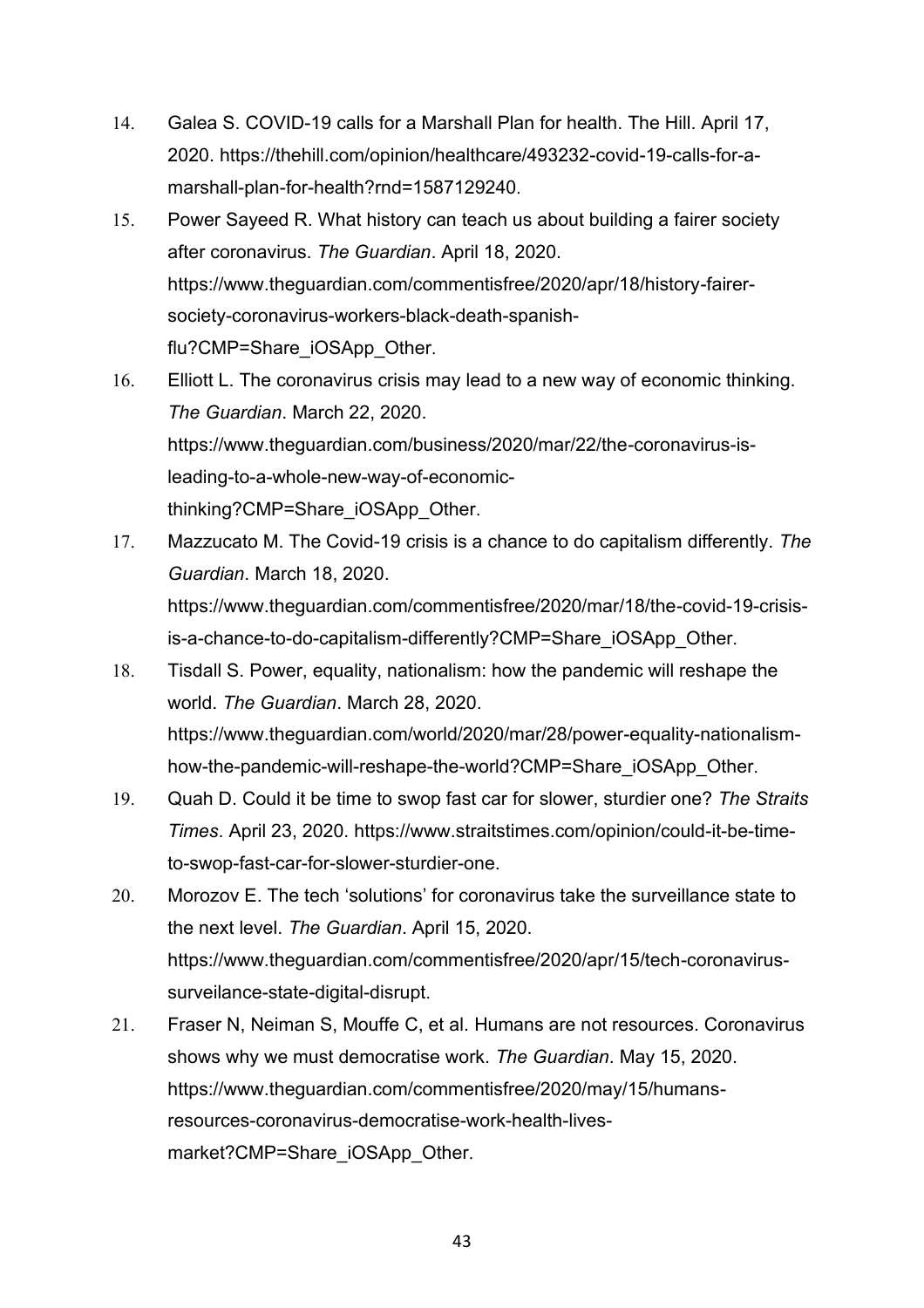14. Galea S. COVID-19 calls for a Marshall Plan for health. The Hill. April 17, 2020. https://thehill.com/opinion/healthcare/493232-covid-19-calls-for-a-marshall-plan-for-health?rnd=1587129240.
15. Power Sayeed R. What history can teach us about building a fairer society after coronavirus. *The Guardian*. April 18, 2020. https://www.theguardian.com/commentisfree/2020/apr/18/history-fairer-society-coronavirus-workers-black-death-spanish-flu?CMP=Share_iOSApp_Other.
16. Elliott L. The coronavirus crisis may lead to a new way of economic thinking. *The Guardian*. March 22, 2020. https://www.theguardian.com/business/2020/mar/22/the-coronavirus-is-leading-to-a-whole-new-way-of-economic-thinking?CMP=Share_iOSApp_Other.
17. Mazzucato M. The Covid-19 crisis is a chance to do capitalism differently. *The Guardian*. March 18, 2020. https://www.theguardian.com/commentisfree/2020/mar/18/the-covid-19-crisis-is-a-chance-to-do-capitalism-differently?CMP=Share_iOSApp_Other.
18. Tisdall S. Power, equality, nationalism: how the pandemic will reshape the world. *The Guardian*. March 28, 2020. https://www.theguardian.com/world/2020/mar/28/power-equality-nationalism-how-the-pandemic-will-reshape-the-world?CMP=Share_iOSApp_Other.
19. Quah D. Could it be time to swop fast car for slower, sturdier one? *The Straits Times*. April 23, 2020. https://www.straitstimes.com/opinion/could-it-be-time-to-swop-fast-car-for-slower-sturdier-one.
20. Morozov E. The tech 'solutions' for coronavirus take the surveillance state to the next level. *The Guardian*. April 15, 2020. https://www.theguardian.com/commentisfree/2020/apr/15/tech-coronavirus-surveilance-state-digital-disrupt.
21. Fraser N, Neiman S, Mouffe C, et al. Humans are not resources. Coronavirus shows why we must democratise work. *The Guardian*. May 15, 2020. https://www.theguardian.com/commentisfree/2020/may/15/humans-resources-coronavirus-democratise-work-health-lives-market?CMP=Share_iOSApp_Other.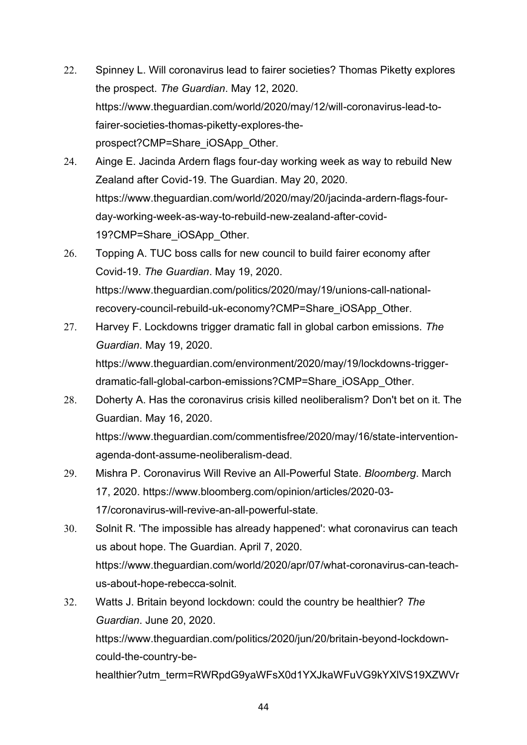22. Spinney L. Will coronavirus lead to fairer societies? Thomas Piketty explores the prospect. *The Guardian*. May 12, 2020. https://www.theguardian.com/world/2020/may/12/will-coronavirus-lead-to-fairer-societies-thomas-piketty-explores-the-prospect?CMP=Share_iOSApp_Other.
24. Ainge E. Jacinda Ardern flags four-day working week as way to rebuild New Zealand after Covid-19. The Guardian. May 20, 2020. https://www.theguardian.com/world/2020/may/20/jacinda-ardern-flags-four-day-working-week-as-way-to-rebuild-new-zealand-after-covid-19?CMP=Share_iOSApp_Other.
26. Topping A. TUC boss calls for new council to build fairer economy after Covid-19. *The Guardian*. May 19, 2020. https://www.theguardian.com/politics/2020/may/19/unions-call-national-recovery-council-rebuild-uk-economy?CMP=Share_iOSApp_Other.
27. Harvey F. Lockdowns trigger dramatic fall in global carbon emissions. *The Guardian*. May 19, 2020. https://www.theguardian.com/environment/2020/may/19/lockdowns-trigger-dramatic-fall-global-carbon-emissions?CMP=Share_iOSApp_Other.
28. Doherty A. Has the coronavirus crisis killed neoliberalism? Don't bet on it. The Guardian. May 16, 2020. https://www.theguardian.com/commentisfree/2020/may/16/state-intervention-agenda-dont-assume-neoliberalism-dead.
29. Mishra P. Coronavirus Will Revive an All-Powerful State. *Bloomberg*. March 17, 2020. https://www.bloomberg.com/opinion/articles/2020-03-17/coronavirus-will-revive-an-all-powerful-state.
30. Solnit R. 'The impossible has already happened': what coronavirus can teach us about hope. The Guardian. April 7, 2020. https://www.theguardian.com/world/2020/apr/07/what-coronavirus-can-teach-us-about-hope-rebecca-solnit.
32. Watts J. Britain beyond lockdown: could the country be healthier? *The Guardian*. June 20, 2020. https://www.theguardian.com/politics/2020/jun/20/britain-beyond-lockdown-could-the-country-be-healthier?utm_term=RWRpdG9yaWFsX0d1YXJkaWFuVG9kYXlVS19XZWVr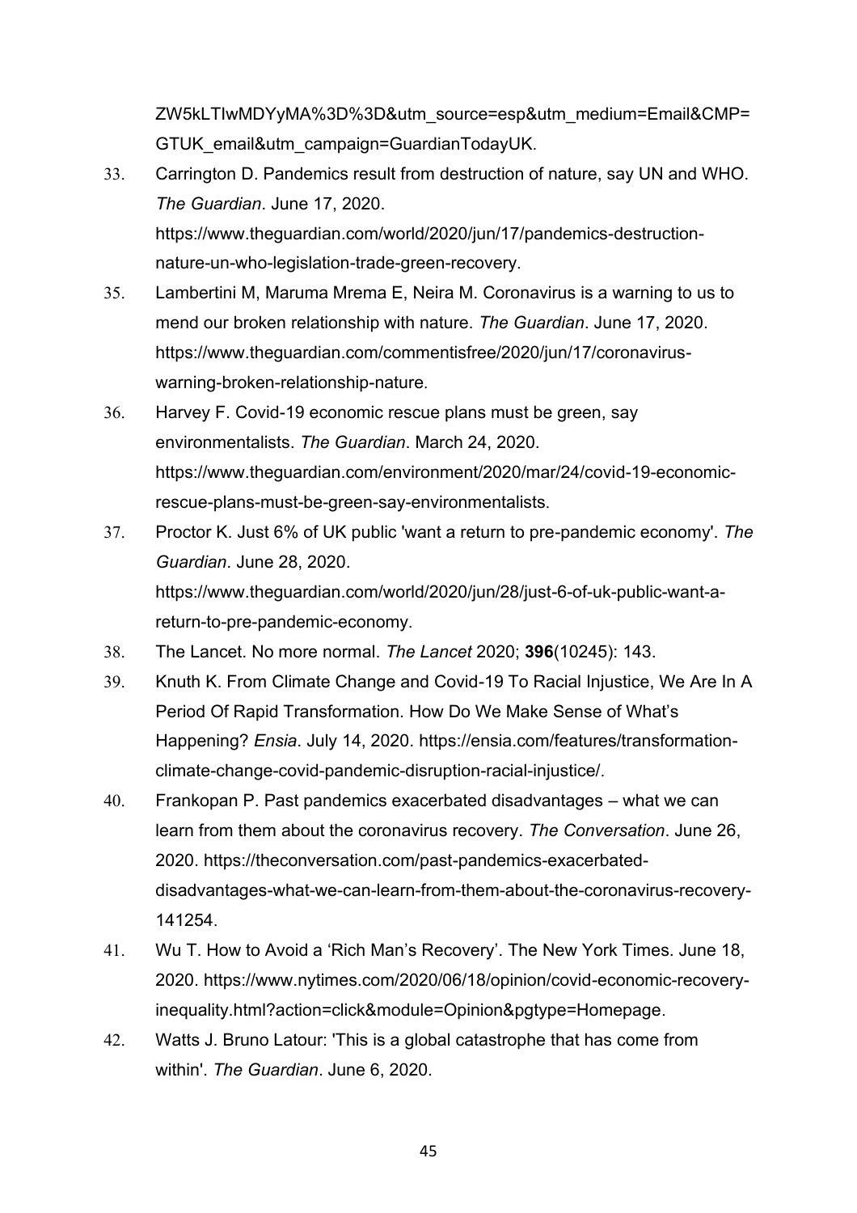ZW5kLTIwMDYyMA%3D%3D&utm_source=esp&utm_medium=Email&CMP=GTUK_email&utm_campaign=GuardianTodayUK.

33. Carrington D. Pandemics result from destruction of nature, say UN and WHO. *The Guardian*. June 17, 2020. https://www.theguardian.com/world/2020/jun/17/pandemics-destruction-nature-un-who-legislation-trade-green-recovery.

35. Lambertini M, Maruma Mrema E, Neira M. Coronavirus is a warning to us to mend our broken relationship with nature. *The Guardian*. June 17, 2020. https://www.theguardian.com/commentisfree/2020/jun/17/coronavirus-warning-broken-relationship-nature.

36. Harvey F. Covid-19 economic rescue plans must be green, say environmentalists. *The Guardian*. March 24, 2020. https://www.theguardian.com/environment/2020/mar/24/covid-19-economic-rescue-plans-must-be-green-say-environmentalists.

37. Proctor K. Just 6% of UK public 'want a return to pre-pandemic economy'. *The Guardian*. June 28, 2020. https://www.theguardian.com/world/2020/jun/28/just-6-of-uk-public-want-a-return-to-pre-pandemic-economy.

38. The Lancet. No more normal. *The Lancet* 2020; **396**(10245): 143.

39. Knuth K. From Climate Change and Covid-19 To Racial Injustice, We Are In A Period Of Rapid Transformation. How Do We Make Sense of What's Happening? *Ensia*. July 14, 2020. https://ensia.com/features/transformation-climate-change-covid-pandemic-disruption-racial-injustice/.

40. Frankopan P. Past pandemics exacerbated disadvantages – what we can learn from them about the coronavirus recovery. *The Conversation*. June 26, 2020. https://theconversation.com/past-pandemics-exacerbated-disadvantages-what-we-can-learn-from-them-about-the-coronavirus-recovery-141254.

41. Wu T. How to Avoid a 'Rich Man's Recovery'. The New York Times. June 18, 2020. https://www.nytimes.com/2020/06/18/opinion/covid-economic-recovery-inequality.html?action=click&module=Opinion&pgtype=Homepage.

42. Watts J. Bruno Latour: 'This is a global catastrophe that has come from within'. *The Guardian*. June 6, 2020.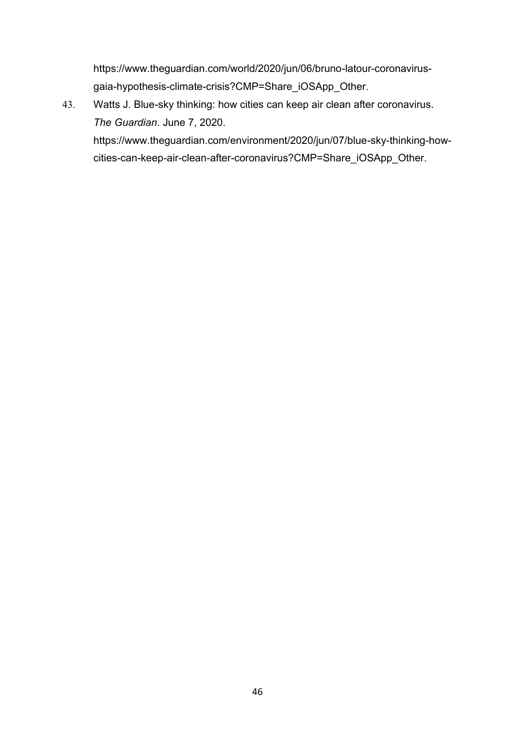https://www.theguardian.com/world/2020/jun/06/bruno-latour-coronavirus-gaia-hypothesis-climate-crisis?CMP=Share_iOSApp_Other.

43. Watts J. Blue-sky thinking: how cities can keep air clean after coronavirus. *The Guardian*. June 7, 2020. https://www.theguardian.com/environment/2020/jun/07/blue-sky-thinking-how-cities-can-keep-air-clean-after-coronavirus?CMP=Share_iOSApp_Other.